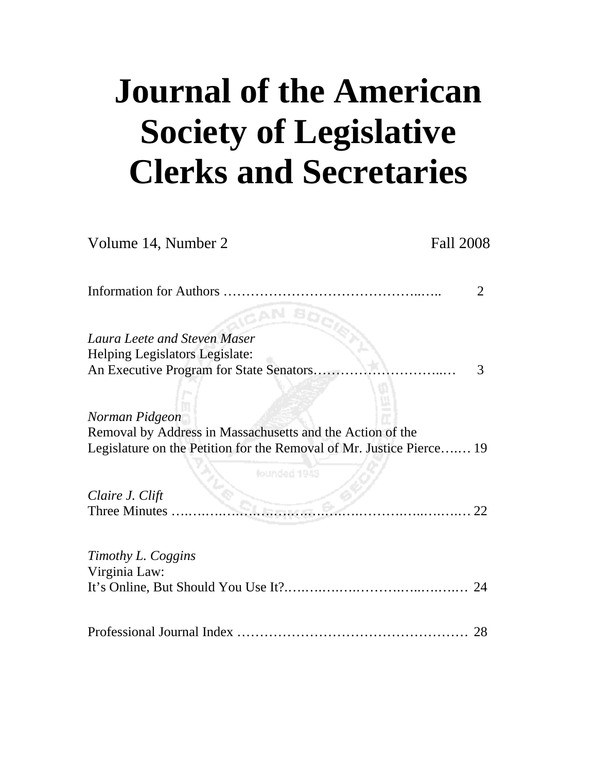# Journal of the American Society of Legislative Clerks and Secretaries

Volume 14, Number 2 Fall 2008

Information for Authors …………………………………………..….. 2

*Laura Leete and Steven Maser*
Helping Legislators Legislate:
An Executive Program for State Senators…………………………..… 3

*Norman Pidgeon*
Removal by Address in Massachusetts and the Action of the
Legislature on the Petition for the Removal of Mr. Justice Pierce….… 19

*Claire J. Clift*
Three Minutes ….……….………….…………………….…..….….… 22

*Timothy L. Coggins*
Virginia Law:
It's Online, But Should You Use It?….…….…….……….…..….….… 24

Professional Journal Index …………………………………………… 28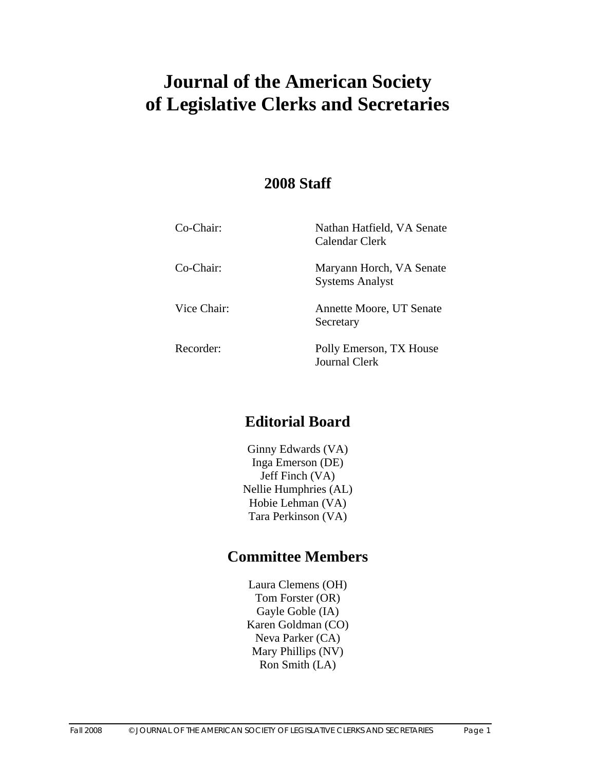# Journal of the American Society of Legislative Clerks and Secretaries

## 2008 Staff

| | |
|---|---|
| Co-Chair: | Nathan Hatfield, VA Senate Calendar Clerk |
| Co-Chair: | Maryann Horch, VA Senate Systems Analyst |
| Vice Chair: | Annette Moore, UT Senate Secretary |
| Recorder: | Polly Emerson, TX House Journal Clerk |

## Editorial Board

Ginny Edwards (VA)
Inga Emerson (DE)
Jeff Finch (VA)
Nellie Humphries (AL)
Hobie Lehman (VA)
Tara Perkinson (VA)

## Committee Members

Laura Clemens (OH)
Tom Forster (OR)
Gayle Goble (IA)
Karen Goldman (CO)
Neva Parker (CA)
Mary Phillips (NV)
Ron Smith (LA)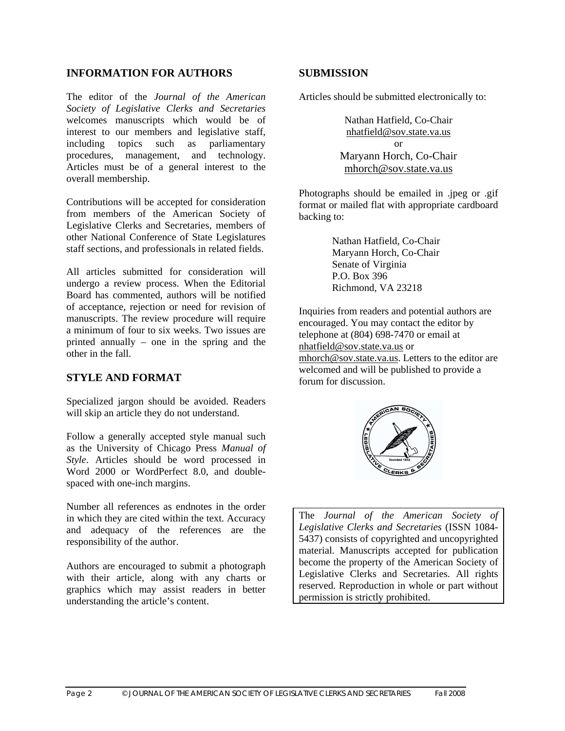## INFORMATION FOR AUTHORS

The editor of the *Journal of the American Society of Legislative Clerks and Secretaries* welcomes manuscripts which would be of interest to our members and legislative staff, including topics such as parliamentary procedures, management, and technology. Articles must be of a general interest to the overall membership.

Contributions will be accepted for consideration from members of the American Society of Legislative Clerks and Secretaries, members of other National Conference of State Legislatures staff sections, and professionals in related fields.

All articles submitted for consideration will undergo a review process. When the Editorial Board has commented, authors will be notified of acceptance, rejection or need for revision of manuscripts. The review procedure will require a minimum of four to six weeks. Two issues are printed annually – one in the spring and the other in the fall.

## STYLE AND FORMAT

Specialized jargon should be avoided. Readers will skip an article they do not understand.

Follow a generally accepted style manual such as the University of Chicago Press *Manual of Style*. Articles should be word processed in Word 2000 or WordPerfect 8.0, and double-spaced with one-inch margins.

Number all references as endnotes in the order in which they are cited within the text. Accuracy and adequacy of the references are the responsibility of the author.

Authors are encouraged to submit a photograph with their article, along with any charts or graphics which may assist readers in better understanding the article's content.

## SUBMISSION

Articles should be submitted electronically to:

Nathan Hatfield, Co-Chair
nhatfield@sov.state.va.us
or
Maryann Horch, Co-Chair
mhorch@sov.state.va.us

Photographs should be emailed in .jpeg or .gif format or mailed flat with appropriate cardboard backing to:

Nathan Hatfield, Co-Chair
Maryann Horch, Co-Chair
Senate of Virginia
P.O. Box 396
Richmond, VA 23218

Inquiries from readers and potential authors are encouraged. You may contact the editor by telephone at (804) 698-7470 or email at nhatfield@sov.state.va.us or mhorch@sov.state.va.us. Letters to the editor are welcomed and will be published to provide a forum for discussion.

The *Journal of the American Society of Legislative Clerks and Secretaries* (ISSN 1084-5437) consists of copyrighted and uncopyrighted material. Manuscripts accepted for publication become the property of the American Society of Legislative Clerks and Secretaries. All rights reserved. Reproduction in whole or part without permission is strictly prohibited.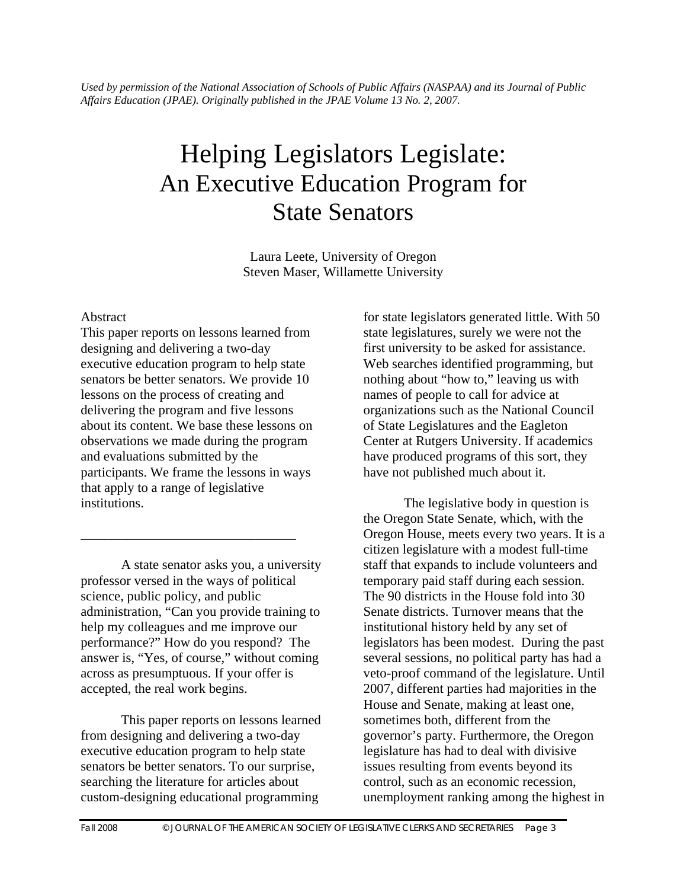*Used by permission of the National Association of Schools of Public Affairs (NASPAA) and its Journal of Public Affairs Education (JPAE). Originally published in the JPAE Volume 13 No. 2, 2007.*

# Helping Legislators Legislate: An Executive Education Program for State Senators

Laura Leete, University of Oregon
Steven Maser, Willamette University

Abstract
This paper reports on lessons learned from designing and delivering a two-day executive education program to help state senators be better senators. We provide 10 lessons on the process of creating and delivering the program and five lessons about its content. We base these lessons on observations we made during the program and evaluations submitted by the participants. We frame the lessons in ways that apply to a range of legislative institutions.

---

A state senator asks you, a university professor versed in the ways of political science, public policy, and public administration, "Can you provide training to help my colleagues and me improve our performance?" How do you respond? The answer is, "Yes, of course," without coming across as presumptuous. If your offer is accepted, the real work begins.

This paper reports on lessons learned from designing and delivering a two-day executive education program to help state senators be better senators. To our surprise, searching the literature for articles about custom-designing educational programming for state legislators generated little. With 50 state legislatures, surely we were not the first university to be asked for assistance. Web searches identified programming, but nothing about "how to," leaving us with names of people to call for advice at organizations such as the National Council of State Legislatures and the Eagleton Center at Rutgers University. If academics have produced programs of this sort, they have not published much about it.

The legislative body in question is the Oregon State Senate, which, with the Oregon House, meets every two years. It is a citizen legislature with a modest full-time staff that expands to include volunteers and temporary paid staff during each session. The 90 districts in the House fold into 30 Senate districts. Turnover means that the institutional history held by any set of legislators has been modest. During the past several sessions, no political party has had a veto-proof command of the legislature. Until 2007, different parties had majorities in the House and Senate, making at least one, sometimes both, different from the governor's party. Furthermore, the Oregon legislature has had to deal with divisive issues resulting from events beyond its control, such as an economic recession, unemployment ranking among the highest in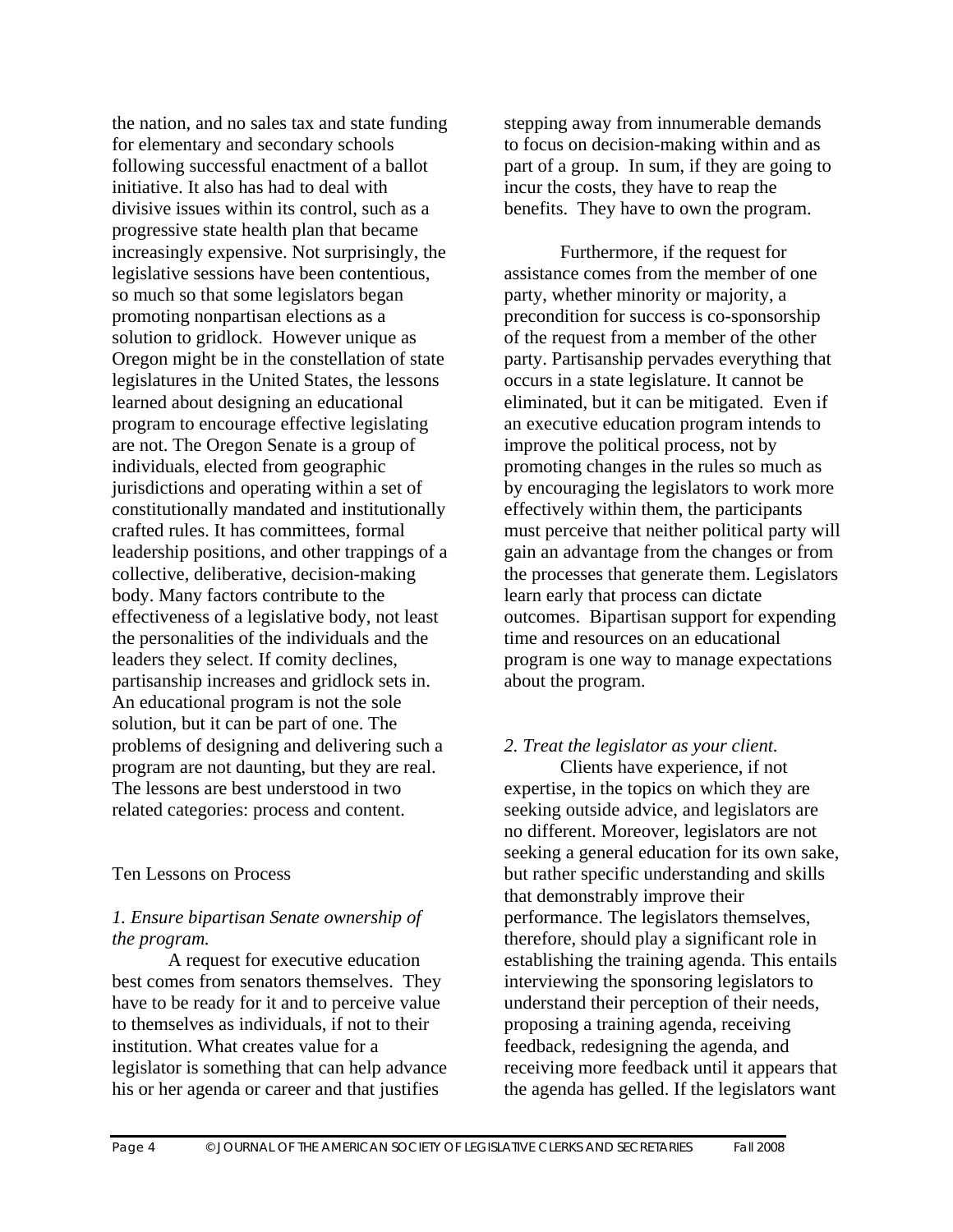the nation, and no sales tax and state funding for elementary and secondary schools following successful enactment of a ballot initiative. It also has had to deal with divisive issues within its control, such as a progressive state health plan that became increasingly expensive. Not surprisingly, the legislative sessions have been contentious, so much so that some legislators began promoting nonpartisan elections as a solution to gridlock. However unique as Oregon might be in the constellation of state legislatures in the United States, the lessons learned about designing an educational program to encourage effective legislating are not. The Oregon Senate is a group of individuals, elected from geographic jurisdictions and operating within a set of constitutionally mandated and institutionally crafted rules. It has committees, formal leadership positions, and other trappings of a collective, deliberative, decision-making body. Many factors contribute to the effectiveness of a legislative body, not least the personalities of the individuals and the leaders they select. If comity declines, partisanship increases and gridlock sets in. An educational program is not the sole solution, but it can be part of one. The problems of designing and delivering such a program are not daunting, but they are real. The lessons are best understood in two related categories: process and content.

## Ten Lessons on Process

### *1. Ensure bipartisan Senate ownership of the program.*

A request for executive education best comes from senators themselves. They have to be ready for it and to perceive value to themselves as individuals, if not to their institution. What creates value for a legislator is something that can help advance his or her agenda or career and that justifies stepping away from innumerable demands to focus on decision-making within and as part of a group. In sum, if they are going to incur the costs, they have to reap the benefits. They have to own the program.

Furthermore, if the request for assistance comes from the member of one party, whether minority or majority, a precondition for success is co-sponsorship of the request from a member of the other party. Partisanship pervades everything that occurs in a state legislature. It cannot be eliminated, but it can be mitigated. Even if an executive education program intends to improve the political process, not by promoting changes in the rules so much as by encouraging the legislators to work more effectively within them, the participants must perceive that neither political party will gain an advantage from the changes or from the processes that generate them. Legislators learn early that process can dictate outcomes. Bipartisan support for expending time and resources on an educational program is one way to manage expectations about the program.

### *2. Treat the legislator as your client.*

Clients have experience, if not expertise, in the topics on which they are seeking outside advice, and legislators are no different. Moreover, legislators are not seeking a general education for its own sake, but rather specific understanding and skills that demonstrably improve their performance. The legislators themselves, therefore, should play a significant role in establishing the training agenda. This entails interviewing the sponsoring legislators to understand their perception of their needs, proposing a training agenda, receiving feedback, redesigning the agenda, and receiving more feedback until it appears that the agenda has gelled. If the legislators want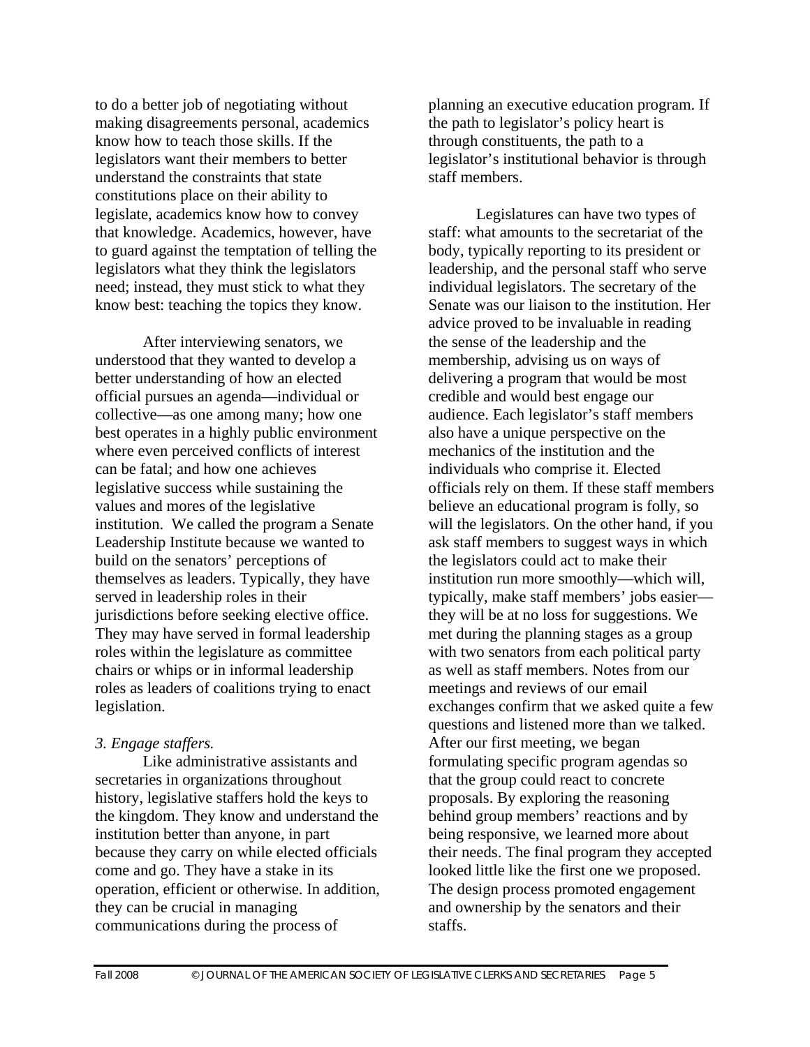to do a better job of negotiating without making disagreements personal, academics know how to teach those skills. If the legislators want their members to better understand the constraints that state constitutions place on their ability to legislate, academics know how to convey that knowledge. Academics, however, have to guard against the temptation of telling the legislators what they think the legislators need; instead, they must stick to what they know best: teaching the topics they know.

After interviewing senators, we understood that they wanted to develop a better understanding of how an elected official pursues an agenda—individual or collective—as one among many; how one best operates in a highly public environment where even perceived conflicts of interest can be fatal; and how one achieves legislative success while sustaining the values and mores of the legislative institution. We called the program a Senate Leadership Institute because we wanted to build on the senators' perceptions of themselves as leaders. Typically, they have served in leadership roles in their jurisdictions before seeking elective office. They may have served in formal leadership roles within the legislature as committee chairs or whips or in informal leadership roles as leaders of coalitions trying to enact legislation.

*3. Engage staffers.*

Like administrative assistants and secretaries in organizations throughout history, legislative staffers hold the keys to the kingdom. They know and understand the institution better than anyone, in part because they carry on while elected officials come and go. They have a stake in its operation, efficient or otherwise. In addition, they can be crucial in managing communications during the process of planning an executive education program. If the path to legislator's policy heart is through constituents, the path to a legislator's institutional behavior is through staff members.

Legislatures can have two types of staff: what amounts to the secretariat of the body, typically reporting to its president or leadership, and the personal staff who serve individual legislators. The secretary of the Senate was our liaison to the institution. Her advice proved to be invaluable in reading the sense of the leadership and the membership, advising us on ways of delivering a program that would be most credible and would best engage our audience. Each legislator's staff members also have a unique perspective on the mechanics of the institution and the individuals who comprise it. Elected officials rely on them. If these staff members believe an educational program is folly, so will the legislators. On the other hand, if you ask staff members to suggest ways in which the legislators could act to make their institution run more smoothly—which will, typically, make staff members' jobs easier—they will be at no loss for suggestions. We met during the planning stages as a group with two senators from each political party as well as staff members. Notes from our meetings and reviews of our email exchanges confirm that we asked quite a few questions and listened more than we talked. After our first meeting, we began formulating specific program agendas so that the group could react to concrete proposals. By exploring the reasoning behind group members' reactions and by being responsive, we learned more about their needs. The final program they accepted looked little like the first one we proposed. The design process promoted engagement and ownership by the senators and their staffs.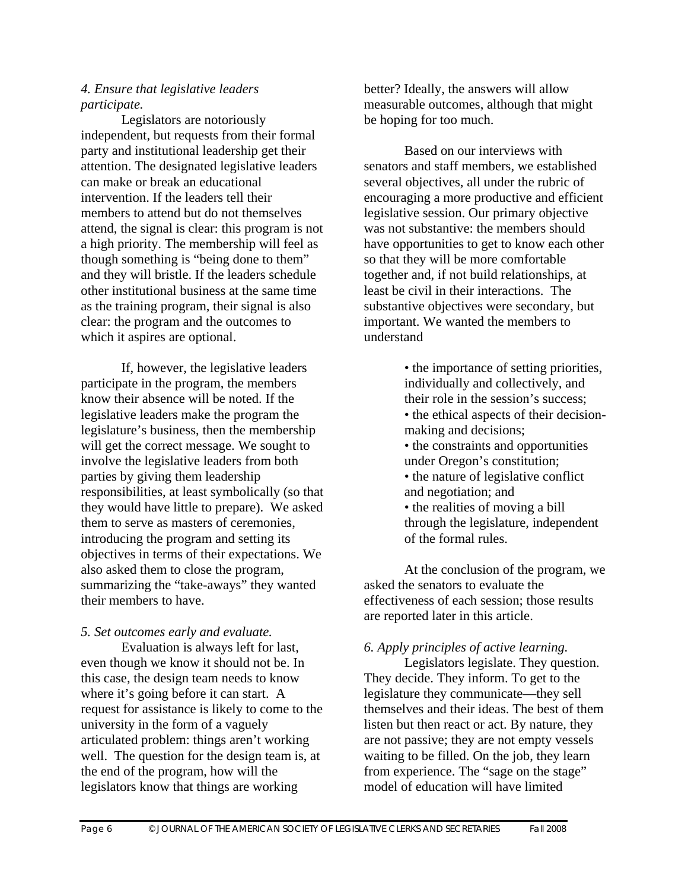*4. Ensure that legislative leaders participate.*

Legislators are notoriously independent, but requests from their formal party and institutional leadership get their attention. The designated legislative leaders can make or break an educational intervention. If the leaders tell their members to attend but do not themselves attend, the signal is clear: this program is not a high priority. The membership will feel as though something is "being done to them" and they will bristle. If the leaders schedule other institutional business at the same time as the training program, their signal is also clear: the program and the outcomes to which it aspires are optional.

If, however, the legislative leaders participate in the program, the members know their absence will be noted. If the legislative leaders make the program the legislature's business, then the membership will get the correct message. We sought to involve the legislative leaders from both parties by giving them leadership responsibilities, at least symbolically (so that they would have little to prepare). We asked them to serve as masters of ceremonies, introducing the program and setting its objectives in terms of their expectations. We also asked them to close the program, summarizing the "take-aways" they wanted their members to have.

*5. Set outcomes early and evaluate.*

Evaluation is always left for last, even though we know it should not be. In this case, the design team needs to know where it's going before it can start. A request for assistance is likely to come to the university in the form of a vaguely articulated problem: things aren't working well. The question for the design team is, at the end of the program, how will the legislators know that things are working better? Ideally, the answers will allow measurable outcomes, although that might be hoping for too much.

Based on our interviews with senators and staff members, we established several objectives, all under the rubric of encouraging a more productive and efficient legislative session. Our primary objective was not substantive: the members should have opportunities to get to know each other so that they will be more comfortable together and, if not build relationships, at least be civil in their interactions. The substantive objectives were secondary, but important. We wanted the members to understand

- the importance of setting priorities, individually and collectively, and their role in the session's success;
- the ethical aspects of their decision-making and decisions;
- the constraints and opportunities under Oregon's constitution;
- the nature of legislative conflict and negotiation; and
- the realities of moving a bill through the legislature, independent of the formal rules.

At the conclusion of the program, we asked the senators to evaluate the effectiveness of each session; those results are reported later in this article.

*6. Apply principles of active learning.*

Legislators legislate. They question. They decide. They inform. To get to the legislature they communicate—they sell themselves and their ideas. The best of them listen but then react or act. By nature, they are not passive; they are not empty vessels waiting to be filled. On the job, they learn from experience. The "sage on the stage" model of education will have limited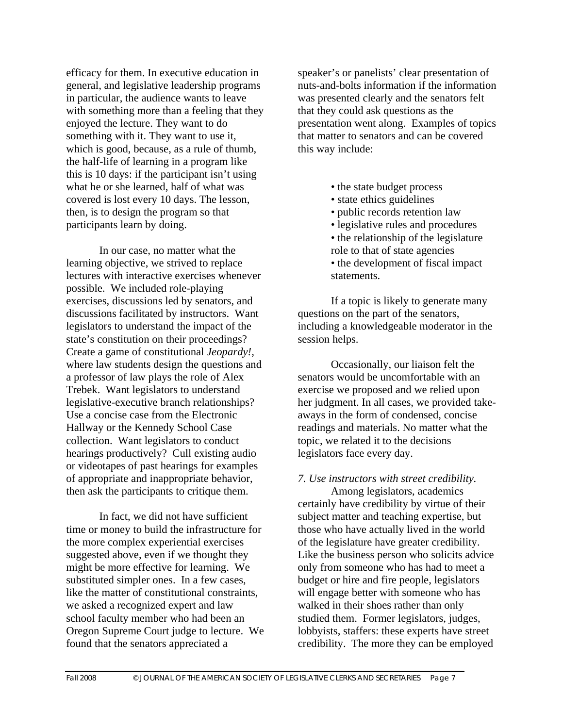efficacy for them. In executive education in general, and legislative leadership programs in particular, the audience wants to leave with something more than a feeling that they enjoyed the lecture. They want to do something with it. They want to use it, which is good, because, as a rule of thumb, the half-life of learning in a program like this is 10 days: if the participant isn't using what he or she learned, half of what was covered is lost every 10 days. The lesson, then, is to design the program so that participants learn by doing.

In our case, no matter what the learning objective, we strived to replace lectures with interactive exercises whenever possible. We included role-playing exercises, discussions led by senators, and discussions facilitated by instructors. Want legislators to understand the impact of the state's constitution on their proceedings? Create a game of constitutional *Jeopardy!*, where law students design the questions and a professor of law plays the role of Alex Trebek. Want legislators to understand legislative-executive branch relationships? Use a concise case from the Electronic Hallway or the Kennedy School Case collection. Want legislators to conduct hearings productively? Cull existing audio or videotapes of past hearings for examples of appropriate and inappropriate behavior, then ask the participants to critique them.

In fact, we did not have sufficient time or money to build the infrastructure for the more complex experiential exercises suggested above, even if we thought they might be more effective for learning. We substituted simpler ones. In a few cases, like the matter of constitutional constraints, we asked a recognized expert and law school faculty member who had been an Oregon Supreme Court judge to lecture. We found that the senators appreciated a speaker's or panelists' clear presentation of nuts-and-bolts information if the information was presented clearly and the senators felt that they could ask questions as the presentation went along. Examples of topics that matter to senators and can be covered this way include:

- the state budget process
- state ethics guidelines
- public records retention law
- legislative rules and procedures
- the relationship of the legislature role to that of state agencies
- the development of fiscal impact statements.

If a topic is likely to generate many questions on the part of the senators, including a knowledgeable moderator in the session helps.

Occasionally, our liaison felt the senators would be uncomfortable with an exercise we proposed and we relied upon her judgment. In all cases, we provided take-aways in the form of condensed, concise readings and materials. No matter what the topic, we related it to the decisions legislators face every day.

*7. Use instructors with street credibility.*

Among legislators, academics certainly have credibility by virtue of their subject matter and teaching expertise, but those who have actually lived in the world of the legislature have greater credibility. Like the business person who solicits advice only from someone who has had to meet a budget or hire and fire people, legislators will engage better with someone who has walked in their shoes rather than only studied them. Former legislators, judges, lobbyists, staffers: these experts have street credibility. The more they can be employed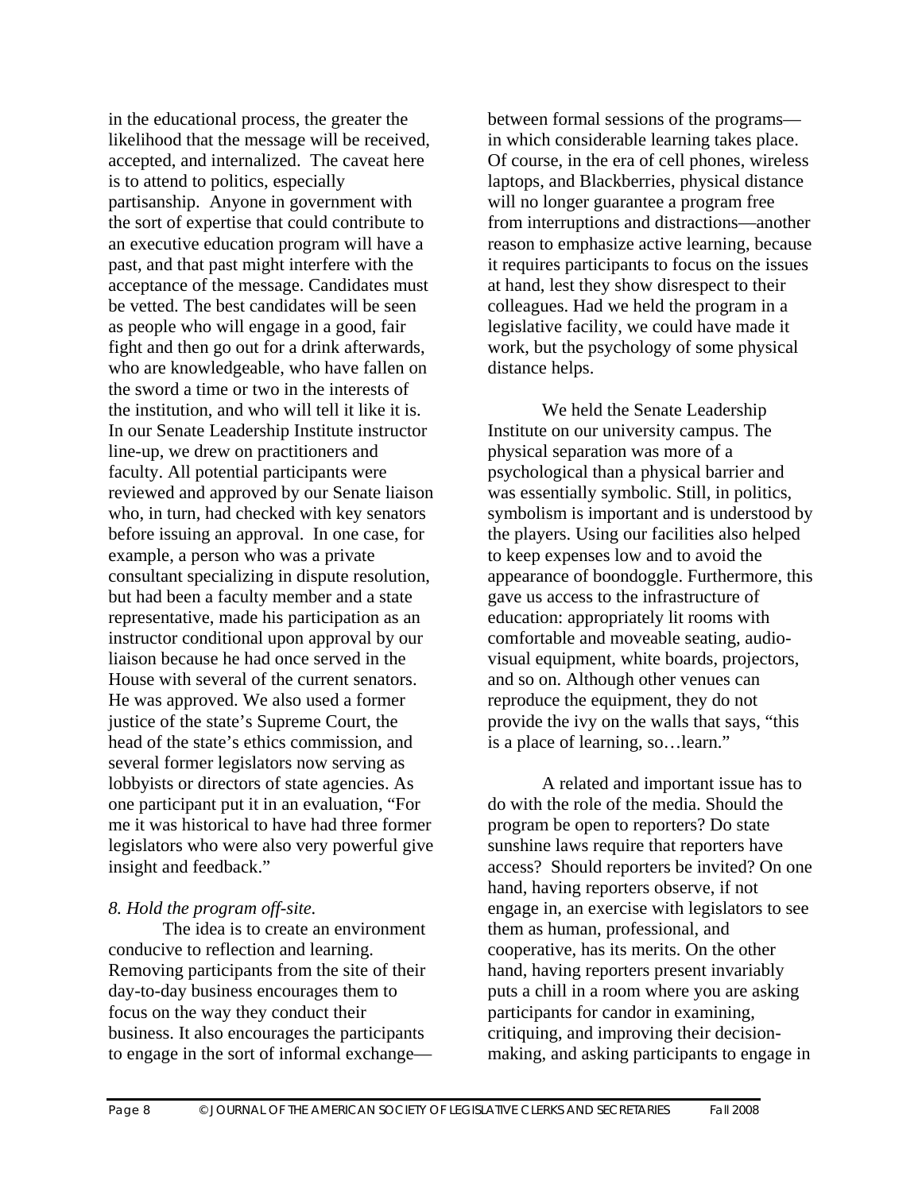in the educational process, the greater the likelihood that the message will be received, accepted, and internalized. The caveat here is to attend to politics, especially partisanship. Anyone in government with the sort of expertise that could contribute to an executive education program will have a past, and that past might interfere with the acceptance of the message. Candidates must be vetted. The best candidates will be seen as people who will engage in a good, fair fight and then go out for a drink afterwards, who are knowledgeable, who have fallen on the sword a time or two in the interests of the institution, and who will tell it like it is. In our Senate Leadership Institute instructor line-up, we drew on practitioners and faculty. All potential participants were reviewed and approved by our Senate liaison who, in turn, had checked with key senators before issuing an approval. In one case, for example, a person who was a private consultant specializing in dispute resolution, but had been a faculty member and a state representative, made his participation as an instructor conditional upon approval by our liaison because he had once served in the House with several of the current senators. He was approved. We also used a former justice of the state's Supreme Court, the head of the state's ethics commission, and several former legislators now serving as lobbyists or directors of state agencies. As one participant put it in an evaluation, "For me it was historical to have had three former legislators who were also very powerful give insight and feedback."

*8. Hold the program off-site.*

The idea is to create an environment conducive to reflection and learning. Removing participants from the site of their day-to-day business encourages them to focus on the way they conduct their business. It also encourages the participants to engage in the sort of informal exchange—between formal sessions of the programs—in which considerable learning takes place. Of course, in the era of cell phones, wireless laptops, and Blackberries, physical distance will no longer guarantee a program free from interruptions and distractions—another reason to emphasize active learning, because it requires participants to focus on the issues at hand, lest they show disrespect to their colleagues. Had we held the program in a legislative facility, we could have made it work, but the psychology of some physical distance helps.

We held the Senate Leadership Institute on our university campus. The physical separation was more of a psychological than a physical barrier and was essentially symbolic. Still, in politics, symbolism is important and is understood by the players. Using our facilities also helped to keep expenses low and to avoid the appearance of boondoggle. Furthermore, this gave us access to the infrastructure of education: appropriately lit rooms with comfortable and moveable seating, audio-visual equipment, white boards, projectors, and so on. Although other venues can reproduce the equipment, they do not provide the ivy on the walls that says, "this is a place of learning, so…learn."

A related and important issue has to do with the role of the media. Should the program be open to reporters? Do state sunshine laws require that reporters have access? Should reporters be invited? On one hand, having reporters observe, if not engage in, an exercise with legislators to see them as human, professional, and cooperative, has its merits. On the other hand, having reporters present invariably puts a chill in a room where you are asking participants for candor in examining, critiquing, and improving their decision-making, and asking participants to engage in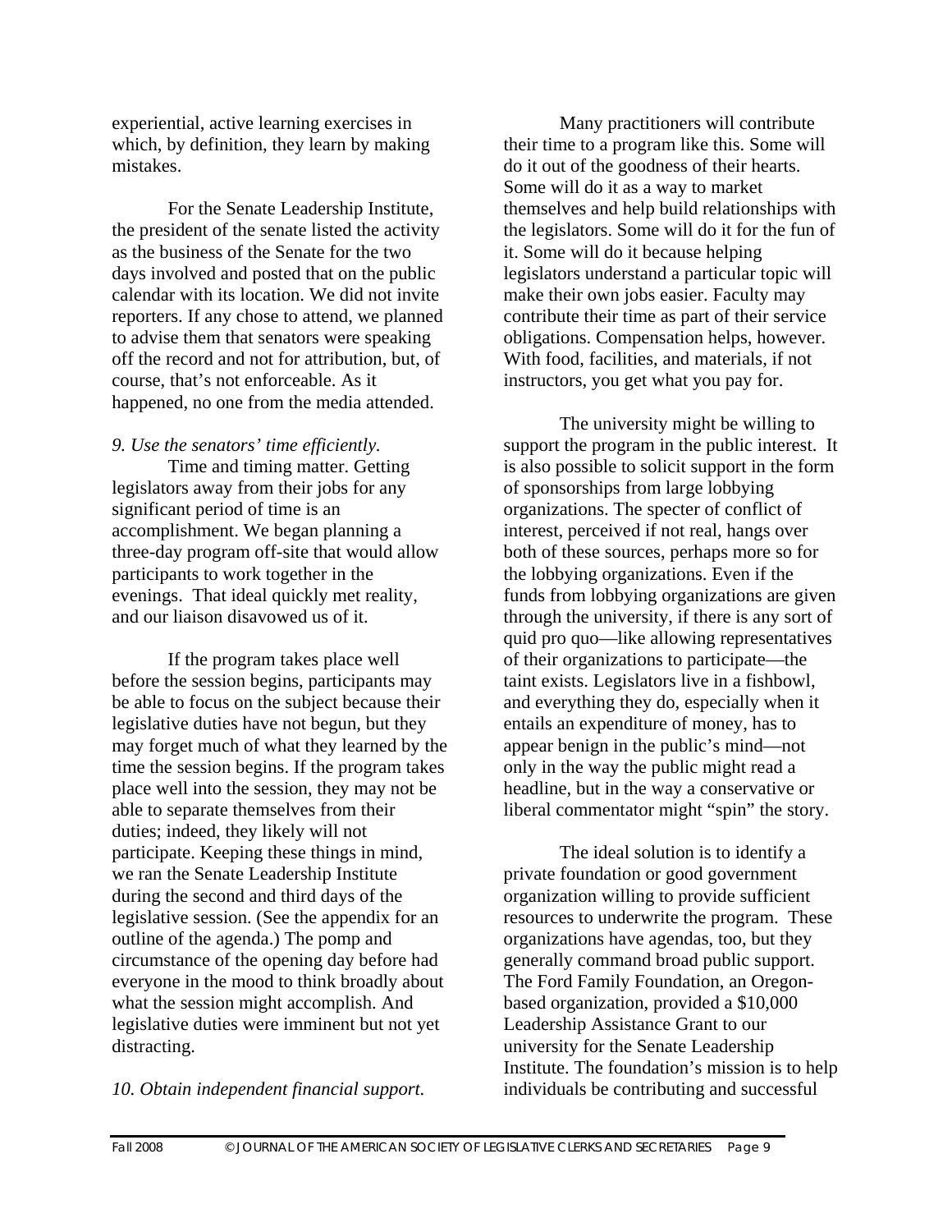experiential, active learning exercises in which, by definition, they learn by making mistakes.

For the Senate Leadership Institute, the president of the senate listed the activity as the business of the Senate for the two days involved and posted that on the public calendar with its location. We did not invite reporters. If any chose to attend, we planned to advise them that senators were speaking off the record and not for attribution, but, of course, that's not enforceable. As it happened, no one from the media attended.

*9. Use the senators' time efficiently.*

Time and timing matter. Getting legislators away from their jobs for any significant period of time is an accomplishment. We began planning a three-day program off-site that would allow participants to work together in the evenings. That ideal quickly met reality, and our liaison disavowed us of it.

If the program takes place well before the session begins, participants may be able to focus on the subject because their legislative duties have not begun, but they may forget much of what they learned by the time the session begins. If the program takes place well into the session, they may not be able to separate themselves from their duties; indeed, they likely will not participate. Keeping these things in mind, we ran the Senate Leadership Institute during the second and third days of the legislative session. (See the appendix for an outline of the agenda.) The pomp and circumstance of the opening day before had everyone in the mood to think broadly about what the session might accomplish. And legislative duties were imminent but not yet distracting.

*10. Obtain independent financial support.*

Many practitioners will contribute their time to a program like this. Some will do it out of the goodness of their hearts. Some will do it as a way to market themselves and help build relationships with the legislators. Some will do it for the fun of it. Some will do it because helping legislators understand a particular topic will make their own jobs easier. Faculty may contribute their time as part of their service obligations. Compensation helps, however. With food, facilities, and materials, if not instructors, you get what you pay for.

The university might be willing to support the program in the public interest. It is also possible to solicit support in the form of sponsorships from large lobbying organizations. The specter of conflict of interest, perceived if not real, hangs over both of these sources, perhaps more so for the lobbying organizations. Even if the funds from lobbying organizations are given through the university, if there is any sort of quid pro quo—like allowing representatives of their organizations to participate—the taint exists. Legislators live in a fishbowl, and everything they do, especially when it entails an expenditure of money, has to appear benign in the public's mind—not only in the way the public might read a headline, but in the way a conservative or liberal commentator might "spin" the story.

The ideal solution is to identify a private foundation or good government organization willing to provide sufficient resources to underwrite the program. These organizations have agendas, too, but they generally command broad public support. The Ford Family Foundation, an Oregon-based organization, provided a $10,000 Leadership Assistance Grant to our university for the Senate Leadership Institute. The foundation's mission is to help individuals be contributing and successful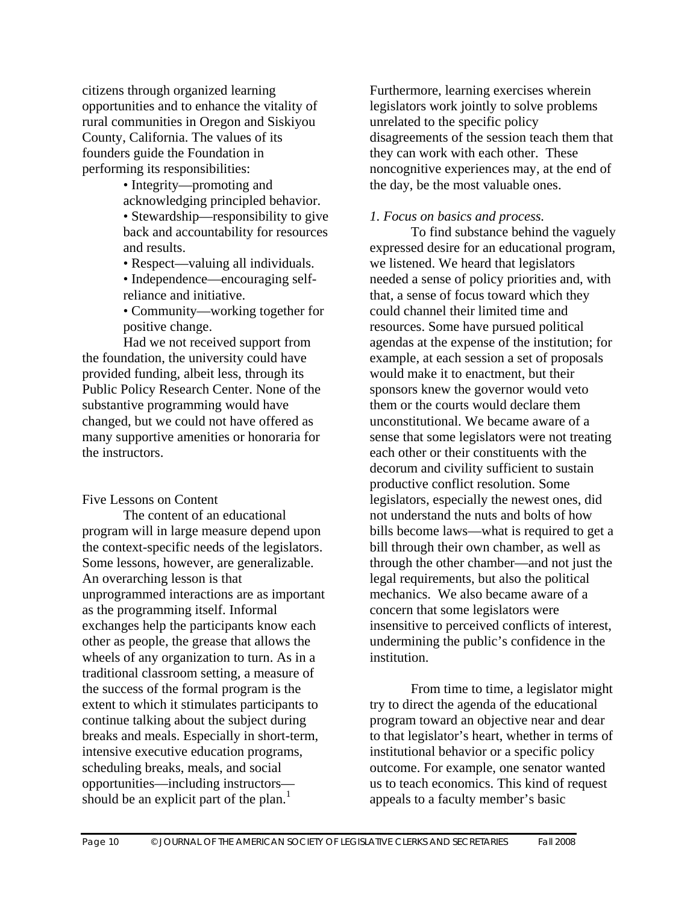citizens through organized learning opportunities and to enhance the vitality of rural communities in Oregon and Siskiyou County, California. The values of its founders guide the Foundation in performing its responsibilities:

- Integrity—promoting and acknowledging principled behavior.
- Stewardship—responsibility to give back and accountability for resources and results.
- Respect—valuing all individuals.
- Independence—encouraging self-reliance and initiative.
- Community—working together for positive change.

Had we not received support from the foundation, the university could have provided funding, albeit less, through its Public Policy Research Center. None of the substantive programming would have changed, but we could not have offered as many supportive amenities or honoraria for the instructors.

## Five Lessons on Content

The content of an educational program will in large measure depend upon the context-specific needs of the legislators. Some lessons, however, are generalizable. An overarching lesson is that unprogrammed interactions are as important as the programming itself. Informal exchanges help the participants know each other as people, the grease that allows the wheels of any organization to turn. As in a traditional classroom setting, a measure of the success of the formal program is the extent to which it stimulates participants to continue talking about the subject during breaks and meals. Especially in short-term, intensive executive education programs, scheduling breaks, meals, and social opportunities—including instructors—should be an explicit part of the plan.[1] Furthermore, learning exercises wherein legislators work jointly to solve problems unrelated to the specific policy disagreements of the session teach them that they can work with each other. These noncognitive experiences may, at the end of the day, be the most valuable ones.

*1. Focus on basics and process.*

To find substance behind the vaguely expressed desire for an educational program, we listened. We heard that legislators needed a sense of policy priorities and, with that, a sense of focus toward which they could channel their limited time and resources. Some have pursued political agendas at the expense of the institution; for example, at each session a set of proposals would make it to enactment, but their sponsors knew the governor would veto them or the courts would declare them unconstitutional. We became aware of a sense that some legislators were not treating each other or their constituents with the decorum and civility sufficient to sustain productive conflict resolution. Some legislators, especially the newest ones, did not understand the nuts and bolts of how bills become laws—what is required to get a bill through their own chamber, as well as through the other chamber—and not just the legal requirements, but also the political mechanics. We also became aware of a concern that some legislators were insensitive to perceived conflicts of interest, undermining the public's confidence in the institution.

From time to time, a legislator might try to direct the agenda of the educational program toward an objective near and dear to that legislator's heart, whether in terms of institutional behavior or a specific policy outcome. For example, one senator wanted us to teach economics. This kind of request appeals to a faculty member's basic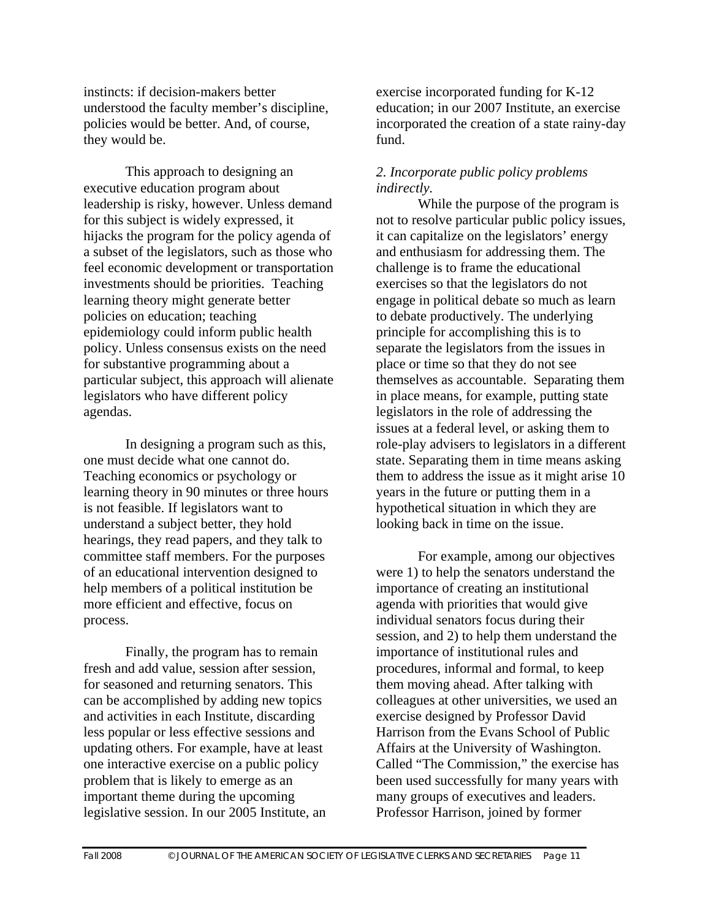instincts: if decision-makers better understood the faculty member's discipline, policies would be better. And, of course, they would be.

This approach to designing an executive education program about leadership is risky, however. Unless demand for this subject is widely expressed, it hijacks the program for the policy agenda of a subset of the legislators, such as those who feel economic development or transportation investments should be priorities. Teaching learning theory might generate better policies on education; teaching epidemiology could inform public health policy. Unless consensus exists on the need for substantive programming about a particular subject, this approach will alienate legislators who have different policy agendas.

In designing a program such as this, one must decide what one cannot do. Teaching economics or psychology or learning theory in 90 minutes or three hours is not feasible. If legislators want to understand a subject better, they hold hearings, they read papers, and they talk to committee staff members. For the purposes of an educational intervention designed to help members of a political institution be more efficient and effective, focus on process.

Finally, the program has to remain fresh and add value, session after session, for seasoned and returning senators. This can be accomplished by adding new topics and activities in each Institute, discarding less popular or less effective sessions and updating others. For example, have at least one interactive exercise on a public policy problem that is likely to emerge as an important theme during the upcoming legislative session. In our 2005 Institute, an exercise incorporated funding for K-12 education; in our 2007 Institute, an exercise incorporated the creation of a state rainy-day fund.

*2. Incorporate public policy problems indirectly.*

While the purpose of the program is not to resolve particular public policy issues, it can capitalize on the legislators' energy and enthusiasm for addressing them. The challenge is to frame the educational exercises so that the legislators do not engage in political debate so much as learn to debate productively. The underlying principle for accomplishing this is to separate the legislators from the issues in place or time so that they do not see themselves as accountable. Separating them in place means, for example, putting state legislators in the role of addressing the issues at a federal level, or asking them to role-play advisers to legislators in a different state. Separating them in time means asking them to address the issue as it might arise 10 years in the future or putting them in a hypothetical situation in which they are looking back in time on the issue.

For example, among our objectives were 1) to help the senators understand the importance of creating an institutional agenda with priorities that would give individual senators focus during their session, and 2) to help them understand the importance of institutional rules and procedures, informal and formal, to keep them moving ahead. After talking with colleagues at other universities, we used an exercise designed by Professor David Harrison from the Evans School of Public Affairs at the University of Washington. Called "The Commission," the exercise has been used successfully for many years with many groups of executives and leaders. Professor Harrison, joined by former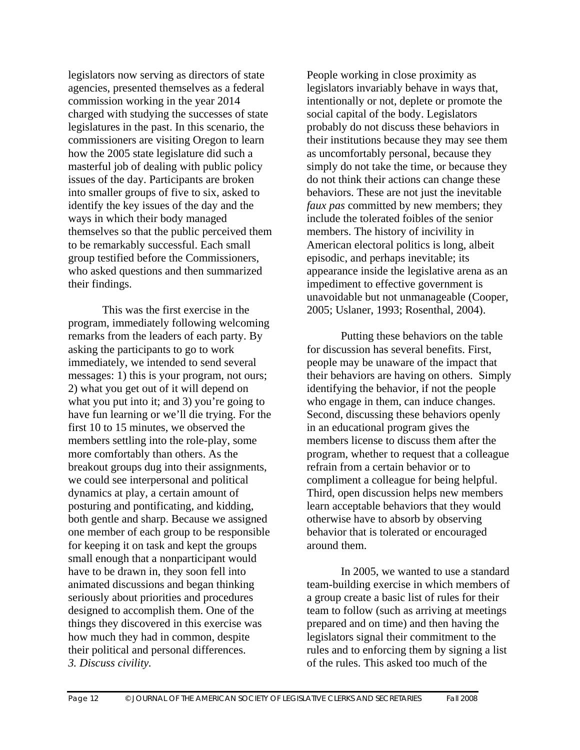legislators now serving as directors of state agencies, presented themselves as a federal commission working in the year 2014 charged with studying the successes of state legislatures in the past. In this scenario, the commissioners are visiting Oregon to learn how the 2005 state legislature did such a masterful job of dealing with public policy issues of the day. Participants are broken into smaller groups of five to six, asked to identify the key issues of the day and the ways in which their body managed themselves so that the public perceived them to be remarkably successful. Each small group testified before the Commissioners, who asked questions and then summarized their findings.

This was the first exercise in the program, immediately following welcoming remarks from the leaders of each party. By asking the participants to go to work immediately, we intended to send several messages: 1) this is your program, not ours; 2) what you get out of it will depend on what you put into it; and 3) you're going to have fun learning or we'll die trying. For the first 10 to 15 minutes, we observed the members settling into the role-play, some more comfortably than others. As the breakout groups dug into their assignments, we could see interpersonal and political dynamics at play, a certain amount of posturing and pontificating, and kidding, both gentle and sharp. Because we assigned one member of each group to be responsible for keeping it on task and kept the groups small enough that a nonparticipant would have to be drawn in, they soon fell into animated discussions and began thinking seriously about priorities and procedures designed to accomplish them. One of the things they discovered in this exercise was how much they had in common, despite their political and personal differences.

*3. Discuss civility.*

People working in close proximity as legislators invariably behave in ways that, intentionally or not, deplete or promote the social capital of the body. Legislators probably do not discuss these behaviors in their institutions because they may see them as uncomfortably personal, because they simply do not take the time, or because they do not think their actions can change these behaviors. These are not just the inevitable *faux pas* committed by new members; they include the tolerated foibles of the senior members. The history of incivility in American electoral politics is long, albeit episodic, and perhaps inevitable; its appearance inside the legislative arena as an impediment to effective government is unavoidable but not unmanageable (Cooper, 2005; Uslaner, 1993; Rosenthal, 2004).

Putting these behaviors on the table for discussion has several benefits. First, people may be unaware of the impact that their behaviors are having on others. Simply identifying the behavior, if not the people who engage in them, can induce changes. Second, discussing these behaviors openly in an educational program gives the members license to discuss them after the program, whether to request that a colleague refrain from a certain behavior or to compliment a colleague for being helpful. Third, open discussion helps new members learn acceptable behaviors that they would otherwise have to absorb by observing behavior that is tolerated or encouraged around them.

In 2005, we wanted to use a standard team-building exercise in which members of a group create a basic list of rules for their team to follow (such as arriving at meetings prepared and on time) and then having the legislators signal their commitment to the rules and to enforcing them by signing a list of the rules. This asked too much of the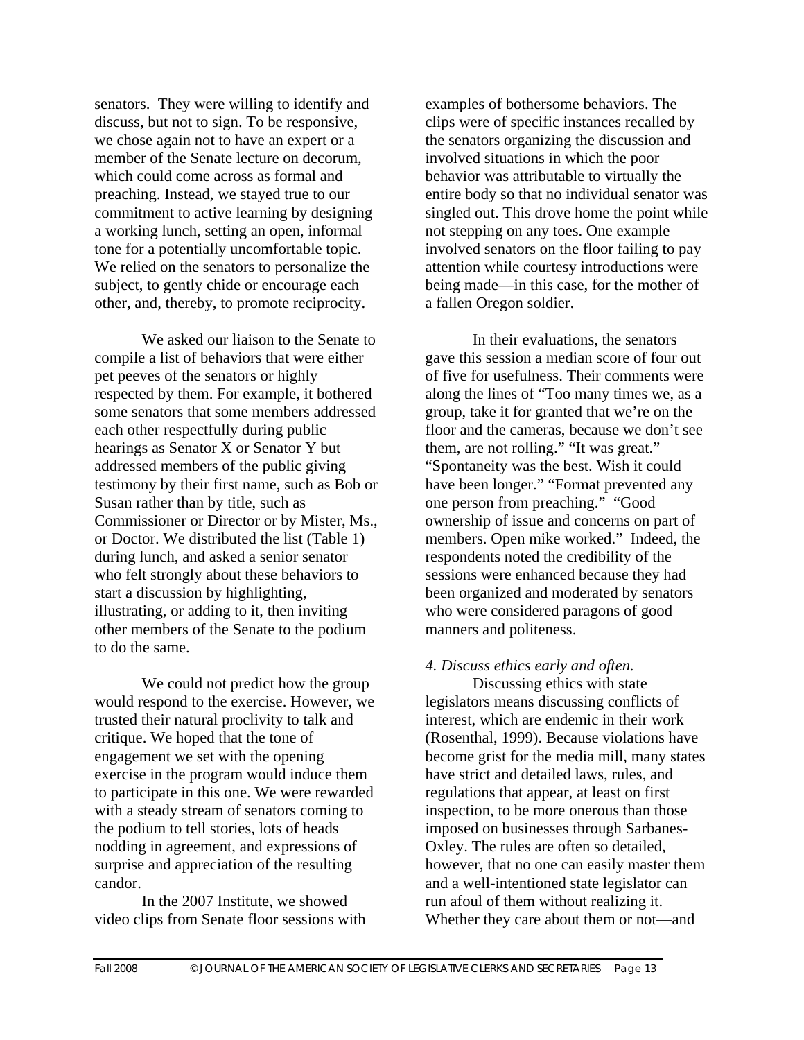senators. They were willing to identify and discuss, but not to sign. To be responsive, we chose again not to have an expert or a member of the Senate lecture on decorum, which could come across as formal and preaching. Instead, we stayed true to our commitment to active learning by designing a working lunch, setting an open, informal tone for a potentially uncomfortable topic. We relied on the senators to personalize the subject, to gently chide or encourage each other, and, thereby, to promote reciprocity.

We asked our liaison to the Senate to compile a list of behaviors that were either pet peeves of the senators or highly respected by them. For example, it bothered some senators that some members addressed each other respectfully during public hearings as Senator X or Senator Y but addressed members of the public giving testimony by their first name, such as Bob or Susan rather than by title, such as Commissioner or Director or by Mister, Ms., or Doctor. We distributed the list (Table 1) during lunch, and asked a senior senator who felt strongly about these behaviors to start a discussion by highlighting, illustrating, or adding to it, then inviting other members of the Senate to the podium to do the same.

We could not predict how the group would respond to the exercise. However, we trusted their natural proclivity to talk and critique. We hoped that the tone of engagement we set with the opening exercise in the program would induce them to participate in this one. We were rewarded with a steady stream of senators coming to the podium to tell stories, lots of heads nodding in agreement, and expressions of surprise and appreciation of the resulting candor.

In the 2007 Institute, we showed video clips from Senate floor sessions with examples of bothersome behaviors. The clips were of specific instances recalled by the senators organizing the discussion and involved situations in which the poor behavior was attributable to virtually the entire body so that no individual senator was singled out. This drove home the point while not stepping on any toes. One example involved senators on the floor failing to pay attention while courtesy introductions were being made—in this case, for the mother of a fallen Oregon soldier.

In their evaluations, the senators gave this session a median score of four out of five for usefulness. Their comments were along the lines of "Too many times we, as a group, take it for granted that we're on the floor and the cameras, because we don't see them, are not rolling." "It was great." "Spontaneity was the best. Wish it could have been longer." "Format prevented any one person from preaching." "Good ownership of issue and concerns on part of members. Open mike worked." Indeed, the respondents noted the credibility of the sessions were enhanced because they had been organized and moderated by senators who were considered paragons of good manners and politeness.

*4. Discuss ethics early and often.*

Discussing ethics with state legislators means discussing conflicts of interest, which are endemic in their work (Rosenthal, 1999). Because violations have become grist for the media mill, many states have strict and detailed laws, rules, and regulations that appear, at least on first inspection, to be more onerous than those imposed on businesses through Sarbanes-Oxley. The rules are often so detailed, however, that no one can easily master them and a well-intentioned state legislator can run afoul of them without realizing it. Whether they care about them or not—and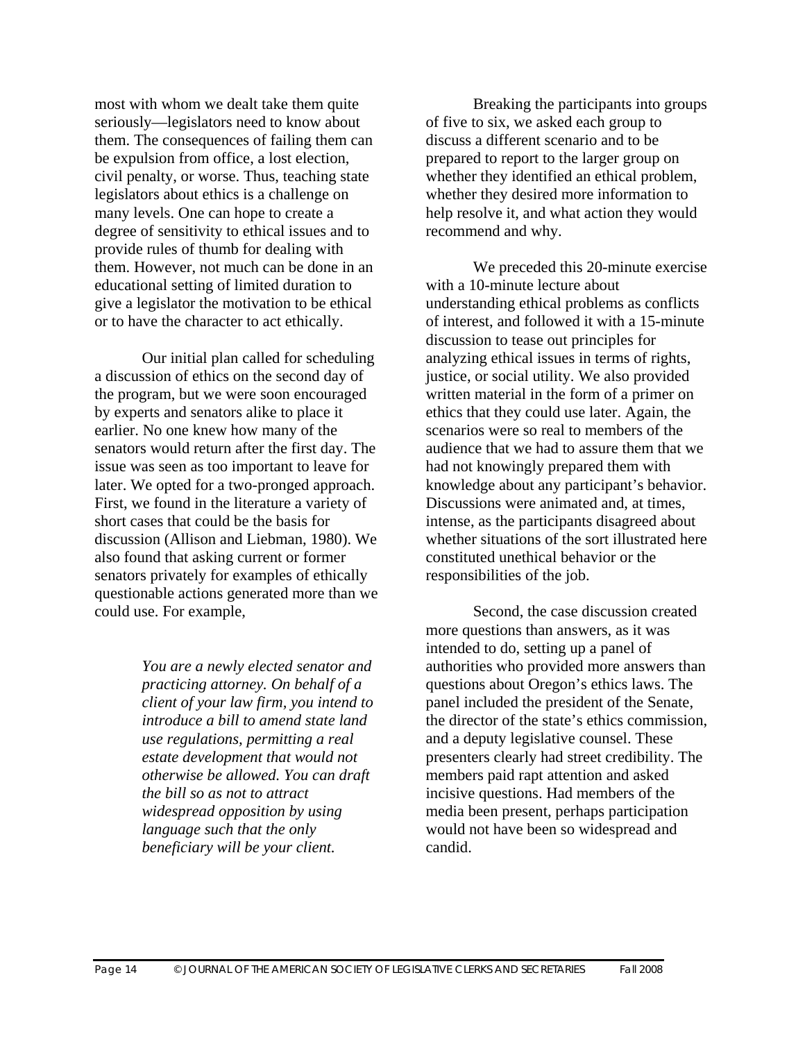most with whom we dealt take them quite seriously—legislators need to know about them. The consequences of failing them can be expulsion from office, a lost election, civil penalty, or worse. Thus, teaching state legislators about ethics is a challenge on many levels. One can hope to create a degree of sensitivity to ethical issues and to provide rules of thumb for dealing with them. However, not much can be done in an educational setting of limited duration to give a legislator the motivation to be ethical or to have the character to act ethically.

Our initial plan called for scheduling a discussion of ethics on the second day of the program, but we were soon encouraged by experts and senators alike to place it earlier. No one knew how many of the senators would return after the first day. The issue was seen as too important to leave for later. We opted for a two-pronged approach. First, we found in the literature a variety of short cases that could be the basis for discussion (Allison and Liebman, 1980). We also found that asking current or former senators privately for examples of ethically questionable actions generated more than we could use. For example,

> *You are a newly elected senator and practicing attorney. On behalf of a client of your law firm, you intend to introduce a bill to amend state land use regulations, permitting a real estate development that would not otherwise be allowed. You can draft the bill so as not to attract widespread opposition by using language such that the only beneficiary will be your client.*

Breaking the participants into groups of five to six, we asked each group to discuss a different scenario and to be prepared to report to the larger group on whether they identified an ethical problem, whether they desired more information to help resolve it, and what action they would recommend and why.

We preceded this 20-minute exercise with a 10-minute lecture about understanding ethical problems as conflicts of interest, and followed it with a 15-minute discussion to tease out principles for analyzing ethical issues in terms of rights, justice, or social utility. We also provided written material in the form of a primer on ethics that they could use later. Again, the scenarios were so real to members of the audience that we had to assure them that we had not knowingly prepared them with knowledge about any participant's behavior. Discussions were animated and, at times, intense, as the participants disagreed about whether situations of the sort illustrated here constituted unethical behavior or the responsibilities of the job.

Second, the case discussion created more questions than answers, as it was intended to do, setting up a panel of authorities who provided more answers than questions about Oregon's ethics laws. The panel included the president of the Senate, the director of the state's ethics commission, and a deputy legislative counsel. These presenters clearly had street credibility. The members paid rapt attention and asked incisive questions. Had members of the media been present, perhaps participation would not have been so widespread and candid.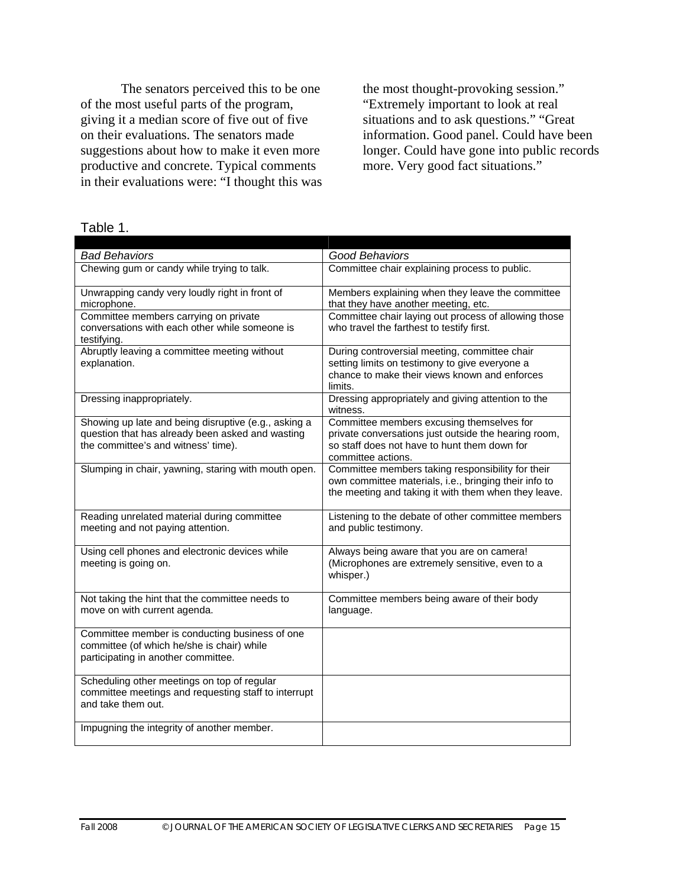The senators perceived this to be one of the most useful parts of the program, giving it a median score of five out of five on their evaluations. The senators made suggestions about how to make it even more productive and concrete. Typical comments in their evaluations were: "I thought this was the most thought-provoking session." "Extremely important to look at real situations and to ask questions." "Great information. Good panel. Could have been longer. Could have gone into public records more. Very good fact situations."

Table 1.

| | |
|---|---|
| *Bad Behaviors* | *Good Behaviors* |
| Chewing gum or candy while trying to talk. | Committee chair explaining process to public. |
| Unwrapping candy very loudly right in front of microphone. | Members explaining when they leave the committee that they have another meeting, etc. |
| Committee members carrying on private conversations with each other while someone is testifying. | Committee chair laying out process of allowing those who travel the farthest to testify first. |
| Abruptly leaving a committee meeting without explanation. | During controversial meeting, committee chair setting limits on testimony to give everyone a chance to make their views known and enforces limits. |
| Dressing inappropriately. | Dressing appropriately and giving attention to the witness. |
| Showing up late and being disruptive (e.g., asking a question that has already been asked and wasting the committee's and witness' time). | Committee members excusing themselves for private conversations just outside the hearing room, so staff does not have to hunt them down for committee actions. |
| Slumping in chair, yawning, staring with mouth open. | Committee members taking responsibility for their own committee materials, i.e., bringing their info to the meeting and taking it with them when they leave. |
| Reading unrelated material during committee meeting and not paying attention. | Listening to the debate of other committee members and public testimony. |
| Using cell phones and electronic devices while meeting is going on. | Always being aware that you are on camera! (Microphones are extremely sensitive, even to a whisper.) |
| Not taking the hint that the committee needs to move on with current agenda. | Committee members being aware of their body language. |
| Committee member is conducting business of one committee (of which he/she is chair) while participating in another committee. | |
| Scheduling other meetings on top of regular committee meetings and requesting staff to interrupt and take them out. | |
| Impugning the integrity of another member. | |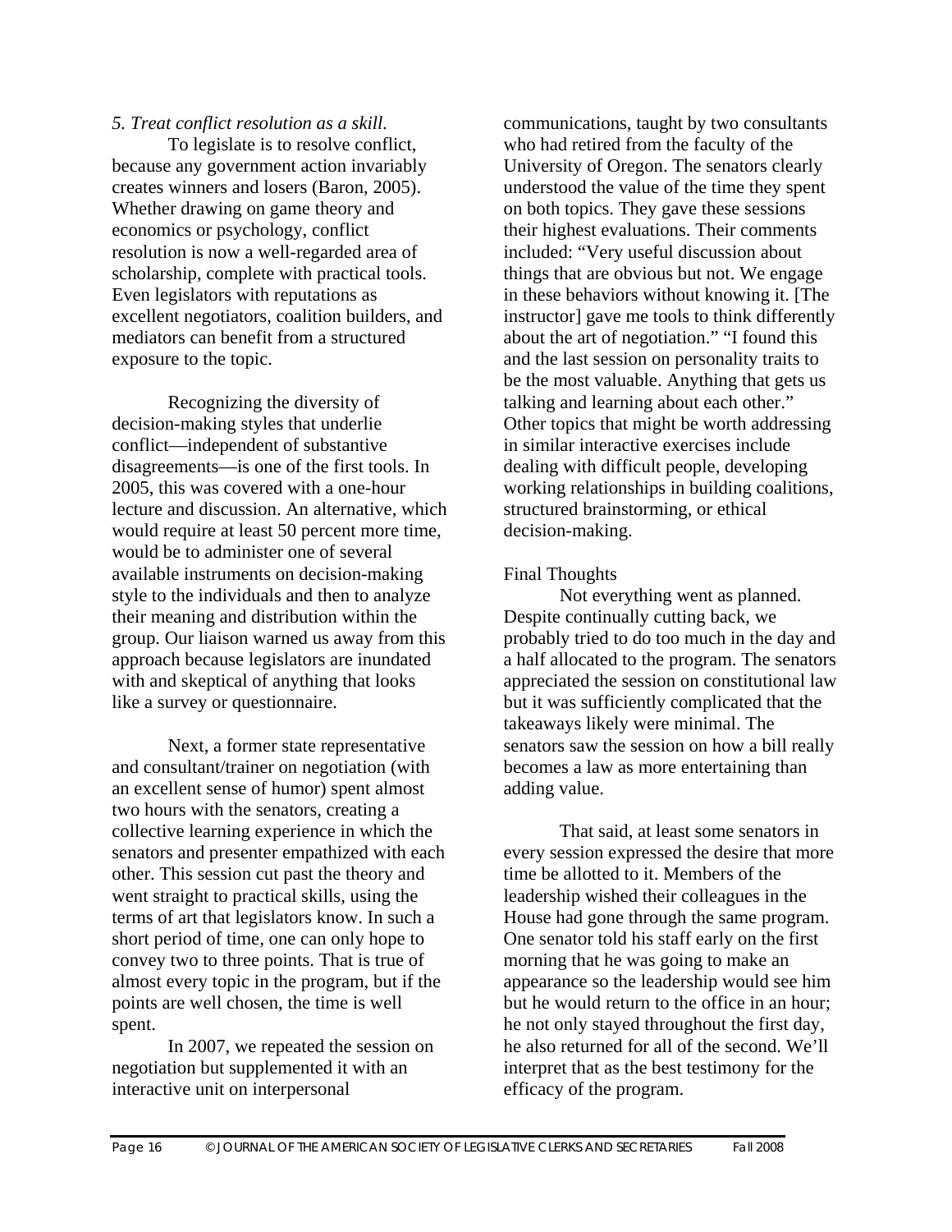*5. Treat conflict resolution as a skill.*

To legislate is to resolve conflict, because any government action invariably creates winners and losers (Baron, 2005). Whether drawing on game theory and economics or psychology, conflict resolution is now a well-regarded area of scholarship, complete with practical tools. Even legislators with reputations as excellent negotiators, coalition builders, and mediators can benefit from a structured exposure to the topic.

Recognizing the diversity of decision-making styles that underlie conflict—independent of substantive disagreements—is one of the first tools. In 2005, this was covered with a one-hour lecture and discussion. An alternative, which would require at least 50 percent more time, would be to administer one of several available instruments on decision-making style to the individuals and then to analyze their meaning and distribution within the group. Our liaison warned us away from this approach because legislators are inundated with and skeptical of anything that looks like a survey or questionnaire.

Next, a former state representative and consultant/trainer on negotiation (with an excellent sense of humor) spent almost two hours with the senators, creating a collective learning experience in which the senators and presenter empathized with each other. This session cut past the theory and went straight to practical skills, using the terms of art that legislators know. In such a short period of time, one can only hope to convey two to three points. That is true of almost every topic in the program, but if the points are well chosen, the time is well spent.

In 2007, we repeated the session on negotiation but supplemented it with an interactive unit on interpersonal communications, taught by two consultants who had retired from the faculty of the University of Oregon. The senators clearly understood the value of the time they spent on both topics. They gave these sessions their highest evaluations. Their comments included: "Very useful discussion about things that are obvious but not. We engage in these behaviors without knowing it. [The instructor] gave me tools to think differently about the art of negotiation." "I found this and the last session on personality traits to be the most valuable. Anything that gets us talking and learning about each other." Other topics that might be worth addressing in similar interactive exercises include dealing with difficult people, developing working relationships in building coalitions, structured brainstorming, or ethical decision-making.

## Final Thoughts

Not everything went as planned. Despite continually cutting back, we probably tried to do too much in the day and a half allocated to the program. The senators appreciated the session on constitutional law but it was sufficiently complicated that the takeaways likely were minimal. The senators saw the session on how a bill really becomes a law as more entertaining than adding value.

That said, at least some senators in every session expressed the desire that more time be allotted to it. Members of the leadership wished their colleagues in the House had gone through the same program. One senator told his staff early on the first morning that he was going to make an appearance so the leadership would see him but he would return to the office in an hour; he not only stayed throughout the first day, he also returned for all of the second. We'll interpret that as the best testimony for the efficacy of the program.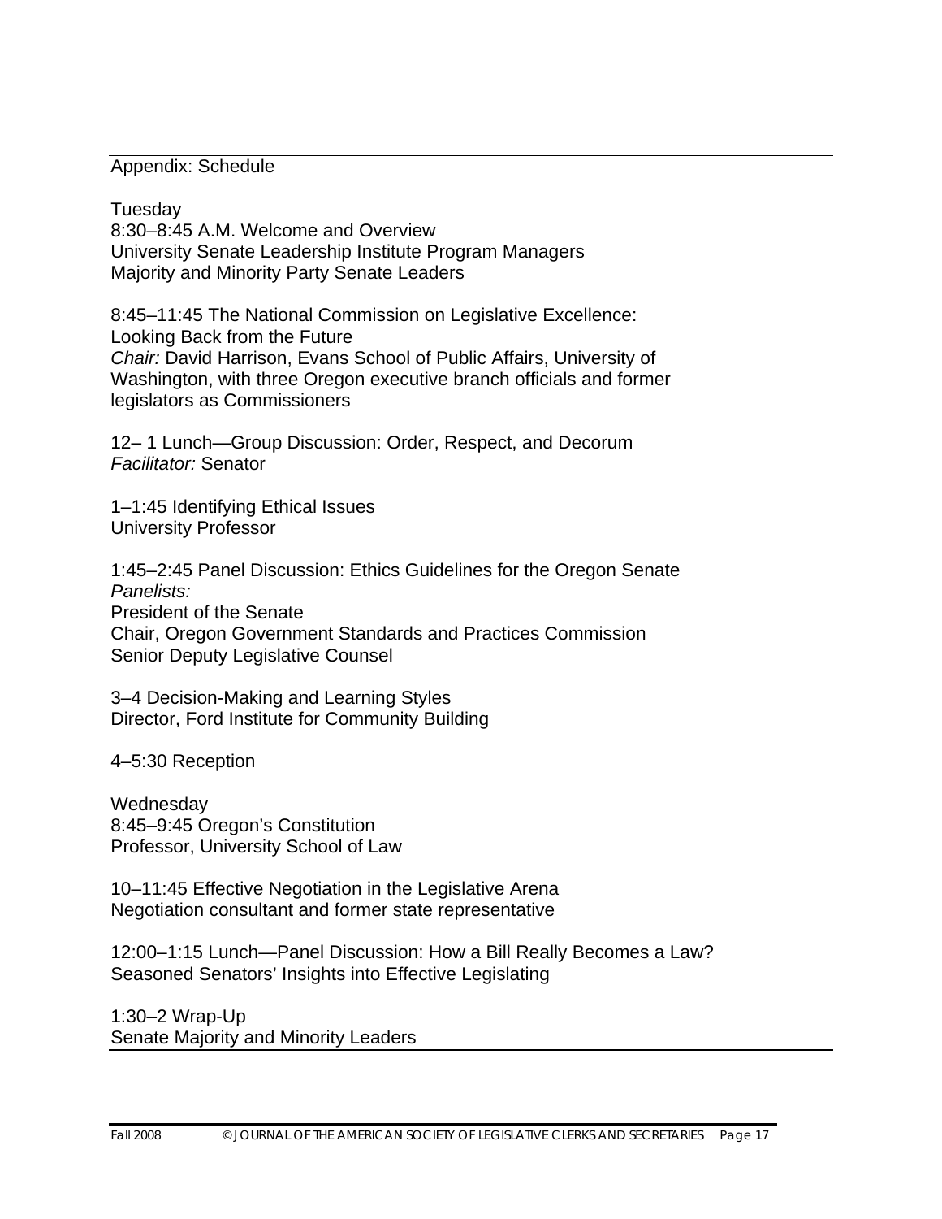## Appendix: Schedule

**Tuesday**

8:30–8:45 A.M. Welcome and Overview
University Senate Leadership Institute Program Managers
Majority and Minority Party Senate Leaders

8:45–11:45 The National Commission on Legislative Excellence: Looking Back from the Future
*Chair:* David Harrison, Evans School of Public Affairs, University of Washington, with three Oregon executive branch officials and former legislators as Commissioners

12– 1 Lunch—Group Discussion: Order, Respect, and Decorum
*Facilitator:* Senator

1–1:45 Identifying Ethical Issues
University Professor

1:45–2:45 Panel Discussion: Ethics Guidelines for the Oregon Senate
*Panelists:*
President of the Senate
Chair, Oregon Government Standards and Practices Commission
Senior Deputy Legislative Counsel

3–4 Decision-Making and Learning Styles
Director, Ford Institute for Community Building

4–5:30 Reception

**Wednesday**

8:45–9:45 Oregon's Constitution
Professor, University School of Law

10–11:45 Effective Negotiation in the Legislative Arena
Negotiation consultant and former state representative

12:00–1:15 Lunch—Panel Discussion: How a Bill Really Becomes a Law? Seasoned Senators' Insights into Effective Legislating

1:30–2 Wrap-Up
Senate Majority and Minority Leaders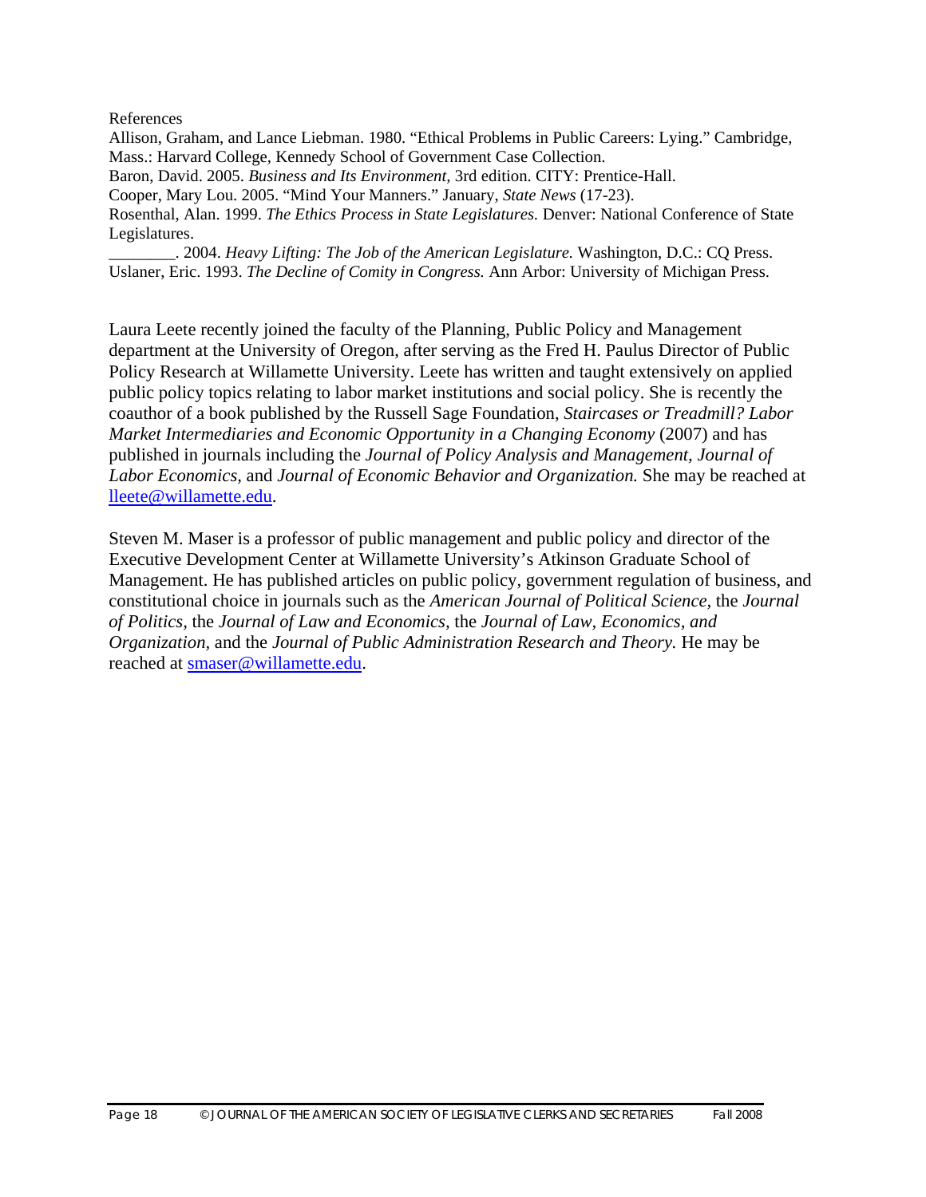References

Allison, Graham, and Lance Liebman. 1980. "Ethical Problems in Public Careers: Lying." Cambridge, Mass.: Harvard College, Kennedy School of Government Case Collection.

Baron, David. 2005. *Business and Its Environment,* 3rd edition. CITY: Prentice-Hall.

Cooper, Mary Lou. 2005. "Mind Your Manners." January, *State News* (17-23).

Rosenthal, Alan. 1999. *The Ethics Process in State Legislatures.* Denver: National Conference of State Legislatures.

________. 2004. *Heavy Lifting: The Job of the American Legislature.* Washington, D.C.: CQ Press.

Uslaner, Eric. 1993. *The Decline of Comity in Congress.* Ann Arbor: University of Michigan Press.

Laura Leete recently joined the faculty of the Planning, Public Policy and Management department at the University of Oregon, after serving as the Fred H. Paulus Director of Public Policy Research at Willamette University. Leete has written and taught extensively on applied public policy topics relating to labor market institutions and social policy. She is recently the coauthor of a book published by the Russell Sage Foundation, *Staircases or Treadmill? Labor Market Intermediaries and Economic Opportunity in a Changing Economy* (2007) and has published in journals including the *Journal of Policy Analysis and Management, Journal of Labor Economics,* and *Journal of Economic Behavior and Organization.* She may be reached at lleete@willamette.edu.

Steven M. Maser is a professor of public management and public policy and director of the Executive Development Center at Willamette University's Atkinson Graduate School of Management. He has published articles on public policy, government regulation of business, and constitutional choice in journals such as the *American Journal of Political Science,* the *Journal of Politics,* the *Journal of Law and Economics,* the *Journal of Law, Economics, and Organization,* and the *Journal of Public Administration Research and Theory.* He may be reached at smaser@willamette.edu.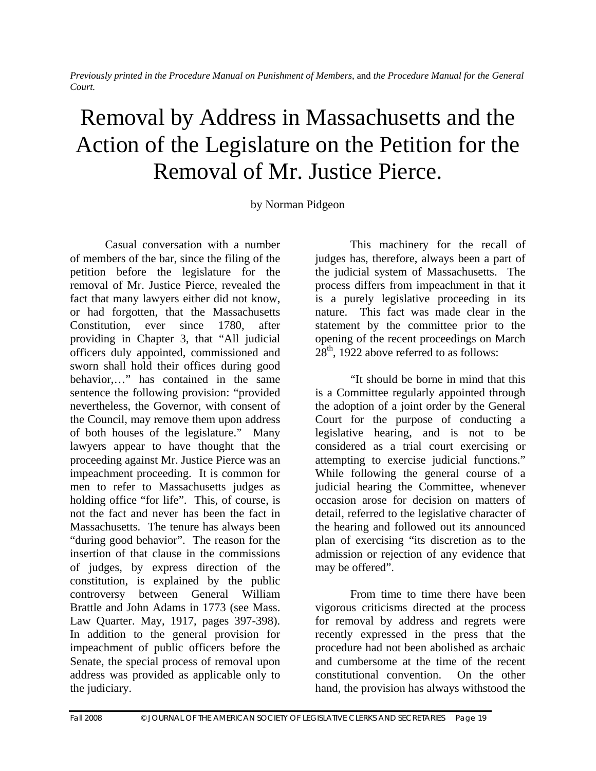*Previously printed in the Procedure Manual on Punishment of Members,* and *the Procedure Manual for the General Court.*

# Removal by Address in Massachusetts and the Action of the Legislature on the Petition for the Removal of Mr. Justice Pierce.

by Norman Pidgeon

Casual conversation with a number of members of the bar, since the filing of the petition before the legislature for the removal of Mr. Justice Pierce, revealed the fact that many lawyers either did not know, or had forgotten, that the Massachusetts Constitution, ever since 1780, after providing in Chapter 3, that "All judicial officers duly appointed, commissioned and sworn shall hold their offices during good behavior,…" has contained in the same sentence the following provision: "provided nevertheless, the Governor, with consent of the Council, may remove them upon address of both houses of the legislature." Many lawyers appear to have thought that the proceeding against Mr. Justice Pierce was an impeachment proceeding. It is common for men to refer to Massachusetts judges as holding office "for life". This, of course, is not the fact and never has been the fact in Massachusetts. The tenure has always been "during good behavior". The reason for the insertion of that clause in the commissions of judges, by express direction of the constitution, is explained by the public controversy between General William Brattle and John Adams in 1773 (see Mass. Law Quarter. May, 1917, pages 397-398). In addition to the general provision for impeachment of public officers before the Senate, the special process of removal upon address was provided as applicable only to the judiciary.

This machinery for the recall of judges has, therefore, always been a part of the judicial system of Massachusetts. The process differs from impeachment in that it is a purely legislative proceeding in its nature. This fact was made clear in the statement by the committee prior to the opening of the recent proceedings on March 28th, 1922 above referred to as follows:

"It should be borne in mind that this is a Committee regularly appointed through the adoption of a joint order by the General Court for the purpose of conducting a legislative hearing, and is not to be considered as a trial court exercising or attempting to exercise judicial functions." While following the general course of a judicial hearing the Committee, whenever occasion arose for decision on matters of detail, referred to the legislative character of the hearing and followed out its announced plan of exercising "its discretion as to the admission or rejection of any evidence that may be offered".

From time to time there have been vigorous criticisms directed at the process for removal by address and regrets were recently expressed in the press that the procedure had not been abolished as archaic and cumbersome at the time of the recent constitutional convention. On the other hand, the provision has always withstood the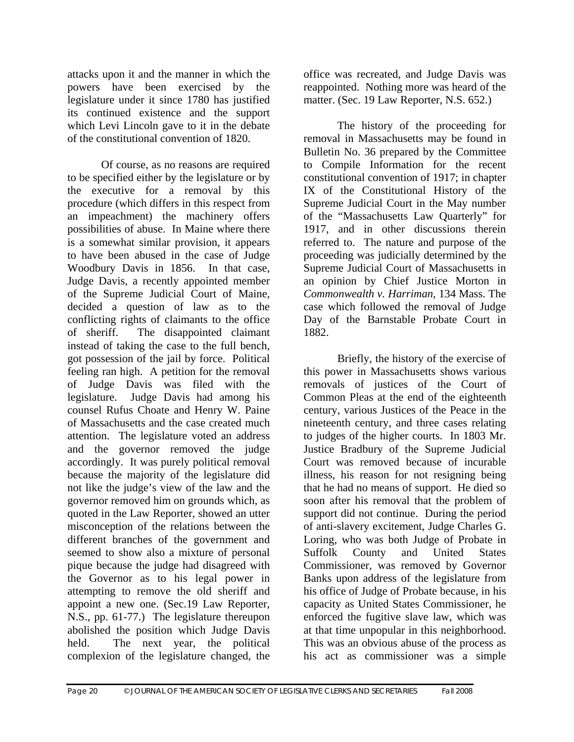attacks upon it and the manner in which the powers have been exercised by the legislature under it since 1780 has justified its continued existence and the support which Levi Lincoln gave to it in the debate of the constitutional convention of 1820.

Of course, as no reasons are required to be specified either by the legislature or by the executive for a removal by this procedure (which differs in this respect from an impeachment) the machinery offers possibilities of abuse. In Maine where there is a somewhat similar provision, it appears to have been abused in the case of Judge Woodbury Davis in 1856. In that case, Judge Davis, a recently appointed member of the Supreme Judicial Court of Maine, decided a question of law as to the conflicting rights of claimants to the office of sheriff. The disappointed claimant instead of taking the case to the full bench, got possession of the jail by force. Political feeling ran high. A petition for the removal of Judge Davis was filed with the legislature. Judge Davis had among his counsel Rufus Choate and Henry W. Paine of Massachusetts and the case created much attention. The legislature voted an address and the governor removed the judge accordingly. It was purely political removal because the majority of the legislature did not like the judge's view of the law and the governor removed him on grounds which, as quoted in the Law Reporter, showed an utter misconception of the relations between the different branches of the government and seemed to show also a mixture of personal pique because the judge had disagreed with the Governor as to his legal power in attempting to remove the old sheriff and appoint a new one. (Sec.19 Law Reporter, N.S., pp. 61-77.) The legislature thereupon abolished the position which Judge Davis held. The next year, the political complexion of the legislature changed, the office was recreated, and Judge Davis was reappointed. Nothing more was heard of the matter. (Sec. 19 Law Reporter, N.S. 652.)

The history of the proceeding for removal in Massachusetts may be found in Bulletin No. 36 prepared by the Committee to Compile Information for the recent constitutional convention of 1917; in chapter IX of the Constitutional History of the Supreme Judicial Court in the May number of the "Massachusetts Law Quarterly" for 1917, and in other discussions therein referred to. The nature and purpose of the proceeding was judicially determined by the Supreme Judicial Court of Massachusetts in an opinion by Chief Justice Morton in *Commonwealth v. Harriman,* 134 Mass. The case which followed the removal of Judge Day of the Barnstable Probate Court in 1882.

Briefly, the history of the exercise of this power in Massachusetts shows various removals of justices of the Court of Common Pleas at the end of the eighteenth century, various Justices of the Peace in the nineteenth century, and three cases relating to judges of the higher courts. In 1803 Mr. Justice Bradbury of the Supreme Judicial Court was removed because of incurable illness, his reason for not resigning being that he had no means of support. He died so soon after his removal that the problem of support did not continue. During the period of anti-slavery excitement, Judge Charles G. Loring, who was both Judge of Probate in Suffolk County and United States Commissioner, was removed by Governor Banks upon address of the legislature from his office of Judge of Probate because, in his capacity as United States Commissioner, he enforced the fugitive slave law, which was at that time unpopular in this neighborhood. This was an obvious abuse of the process as his act as commissioner was a simple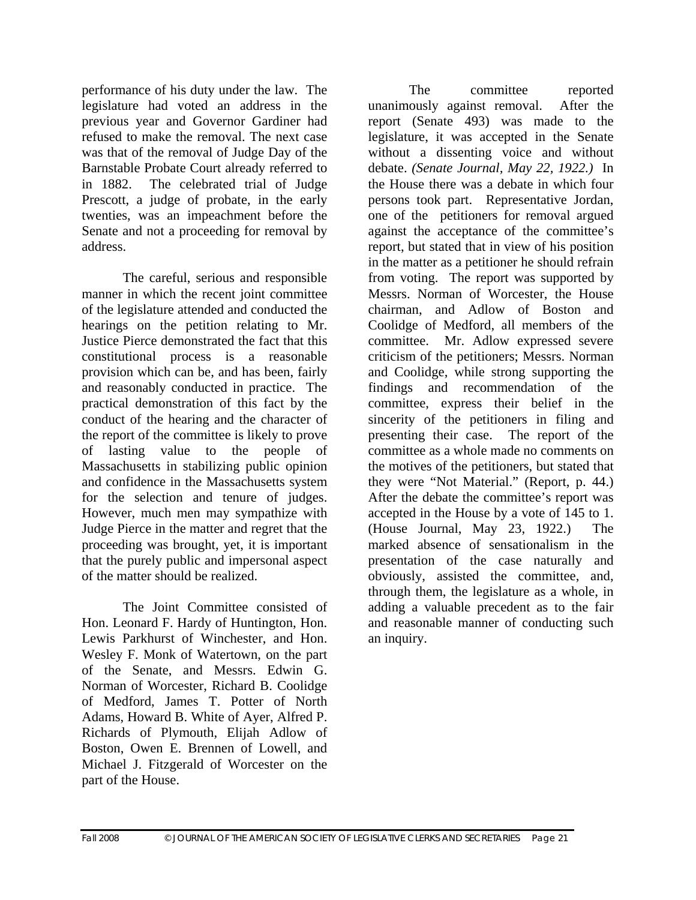performance of his duty under the law. The legislature had voted an address in the previous year and Governor Gardiner had refused to make the removal. The next case was that of the removal of Judge Day of the Barnstable Probate Court already referred to in 1882. The celebrated trial of Judge Prescott, a judge of probate, in the early twenties, was an impeachment before the Senate and not a proceeding for removal by address.

The careful, serious and responsible manner in which the recent joint committee of the legislature attended and conducted the hearings on the petition relating to Mr. Justice Pierce demonstrated the fact that this constitutional process is a reasonable provision which can be, and has been, fairly and reasonably conducted in practice. The practical demonstration of this fact by the conduct of the hearing and the character of the report of the committee is likely to prove of lasting value to the people of Massachusetts in stabilizing public opinion and confidence in the Massachusetts system for the selection and tenure of judges. However, much men may sympathize with Judge Pierce in the matter and regret that the proceeding was brought, yet, it is important that the purely public and impersonal aspect of the matter should be realized.

The Joint Committee consisted of Hon. Leonard F. Hardy of Huntington, Hon. Lewis Parkhurst of Winchester, and Hon. Wesley F. Monk of Watertown, on the part of the Senate, and Messrs. Edwin G. Norman of Worcester, Richard B. Coolidge of Medford, James T. Potter of North Adams, Howard B. White of Ayer, Alfred P. Richards of Plymouth, Elijah Adlow of Boston, Owen E. Brennen of Lowell, and Michael J. Fitzgerald of Worcester on the part of the House.

The committee reported unanimously against removal. After the report (Senate 493) was made to the legislature, it was accepted in the Senate without a dissenting voice and without debate. *(Senate Journal, May 22, 1922.)* In the House there was a debate in which four persons took part. Representative Jordan, one of the petitioners for removal argued against the acceptance of the committee's report, but stated that in view of his position in the matter as a petitioner he should refrain from voting. The report was supported by Messrs. Norman of Worcester, the House chairman, and Adlow of Boston and Coolidge of Medford, all members of the committee. Mr. Adlow expressed severe criticism of the petitioners; Messrs. Norman and Coolidge, while strong supporting the findings and recommendation of the committee, express their belief in the sincerity of the petitioners in filing and presenting their case. The report of the committee as a whole made no comments on the motives of the petitioners, but stated that they were "Not Material." (Report, p. 44.) After the debate the committee's report was accepted in the House by a vote of 145 to 1. (House Journal, May 23, 1922.) The marked absence of sensationalism in the presentation of the case naturally and obviously, assisted the committee, and, through them, the legislature as a whole, in adding a valuable precedent as to the fair and reasonable manner of conducting such an inquiry.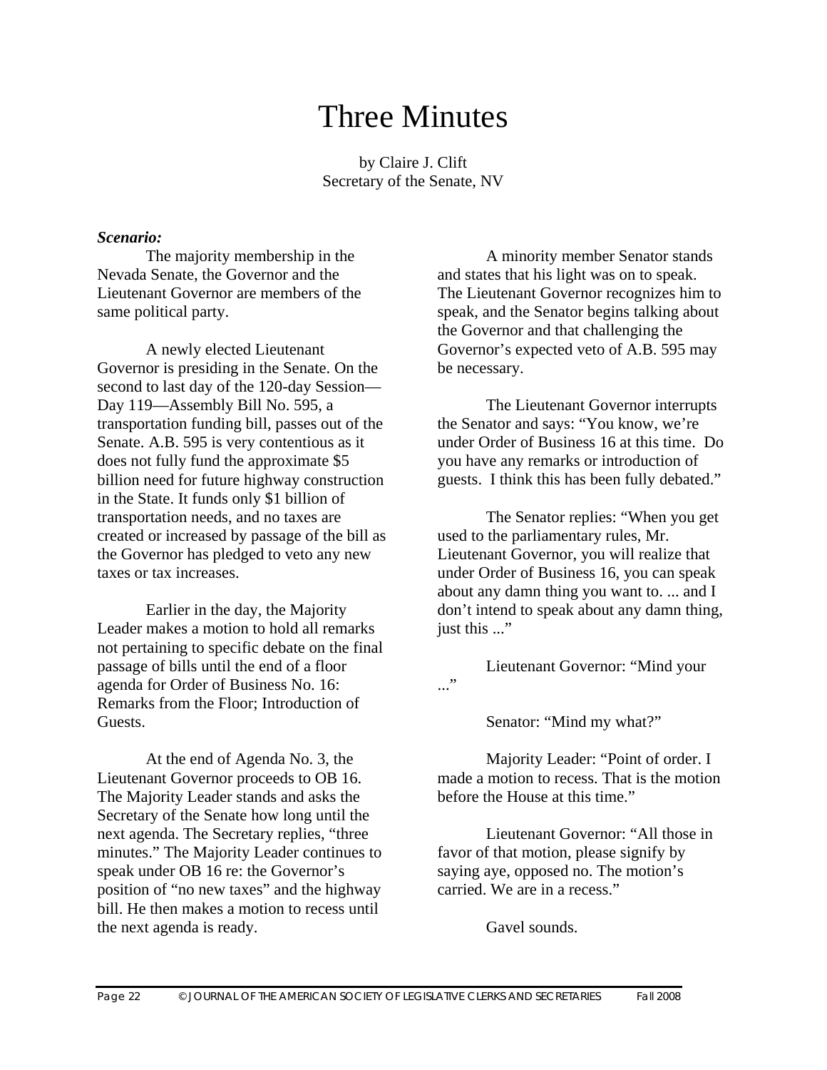# Three Minutes

by Claire J. Clift
Secretary of the Senate, NV

***Scenario:***

The majority membership in the Nevada Senate, the Governor and the Lieutenant Governor are members of the same political party.

A newly elected Lieutenant Governor is presiding in the Senate. On the second to last day of the 120-day Session—Day 119—Assembly Bill No. 595, a transportation funding bill, passes out of the Senate. A.B. 595 is very contentious as it does not fully fund the approximate $5 billion need for future highway construction in the State. It funds only $1 billion of transportation needs, and no taxes are created or increased by passage of the bill as the Governor has pledged to veto any new taxes or tax increases.

Earlier in the day, the Majority Leader makes a motion to hold all remarks not pertaining to specific debate on the final passage of bills until the end of a floor agenda for Order of Business No. 16: Remarks from the Floor; Introduction of Guests.

At the end of Agenda No. 3, the Lieutenant Governor proceeds to OB 16. The Majority Leader stands and asks the Secretary of the Senate how long until the next agenda. The Secretary replies, "three minutes." The Majority Leader continues to speak under OB 16 re: the Governor's position of "no new taxes" and the highway bill. He then makes a motion to recess until the next agenda is ready.

A minority member Senator stands and states that his light was on to speak. The Lieutenant Governor recognizes him to speak, and the Senator begins talking about the Governor and that challenging the Governor's expected veto of A.B. 595 may be necessary.

The Lieutenant Governor interrupts the Senator and says: "You know, we're under Order of Business 16 at this time. Do you have any remarks or introduction of guests. I think this has been fully debated."

The Senator replies: "When you get used to the parliamentary rules, Mr. Lieutenant Governor, you will realize that under Order of Business 16, you can speak about any damn thing you want to. ... and I don't intend to speak about any damn thing, just this ..."

Lieutenant Governor: "Mind your ..."

Senator: "Mind my what?"

Majority Leader: "Point of order. I made a motion to recess. That is the motion before the House at this time."

Lieutenant Governor: "All those in favor of that motion, please signify by saying aye, opposed no. The motion's carried. We are in a recess."

Gavel sounds.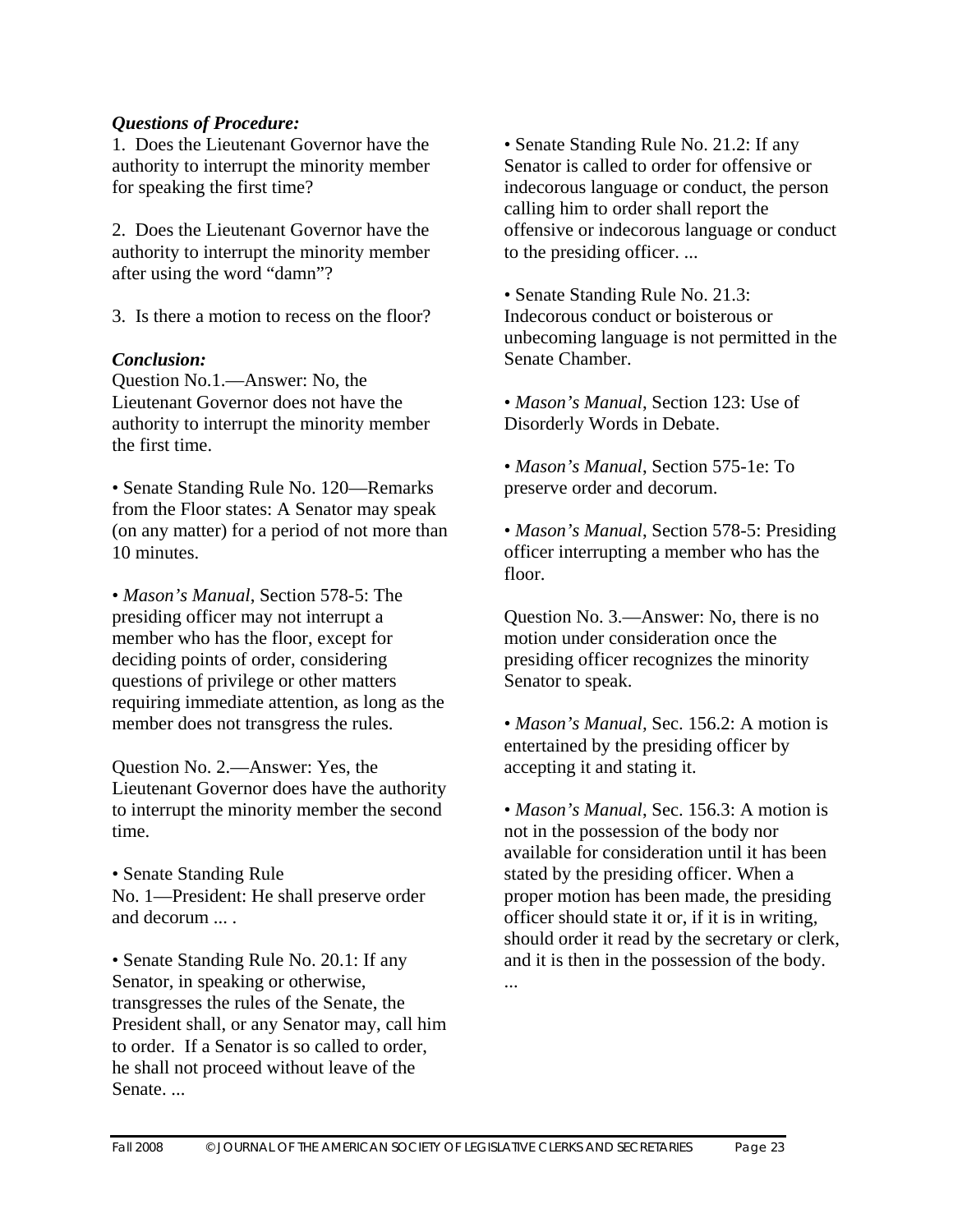***Questions of Procedure:***

1. Does the Lieutenant Governor have the authority to interrupt the minority member for speaking the first time?

2. Does the Lieutenant Governor have the authority to interrupt the minority member after using the word "damn"?

3. Is there a motion to recess on the floor?

***Conclusion:***

Question No.1.—Answer: No, the Lieutenant Governor does not have the authority to interrupt the minority member the first time.

• Senate Standing Rule No. 120—Remarks from the Floor states: A Senator may speak (on any matter) for a period of not more than 10 minutes.

• *Mason's Manual*, Section 578-5: The presiding officer may not interrupt a member who has the floor, except for deciding points of order, considering questions of privilege or other matters requiring immediate attention, as long as the member does not transgress the rules.

Question No. 2.—Answer: Yes, the Lieutenant Governor does have the authority to interrupt the minority member the second time.

• Senate Standing Rule No. 1—President: He shall preserve order and decorum ... .

• Senate Standing Rule No. 20.1: If any Senator, in speaking or otherwise, transgresses the rules of the Senate, the President shall, or any Senator may, call him to order. If a Senator is so called to order, he shall not proceed without leave of the Senate. ...

• Senate Standing Rule No. 21.2: If any Senator is called to order for offensive or indecorous language or conduct, the person calling him to order shall report the offensive or indecorous language or conduct to the presiding officer. ...

• Senate Standing Rule No. 21.3: Indecorous conduct or boisterous or unbecoming language is not permitted in the Senate Chamber.

• *Mason's Manual*, Section 123: Use of Disorderly Words in Debate.

• *Mason's Manual*, Section 575-1e: To preserve order and decorum.

• *Mason's Manual*, Section 578-5: Presiding officer interrupting a member who has the floor.

Question No. 3.—Answer: No, there is no motion under consideration once the presiding officer recognizes the minority Senator to speak.

• *Mason's Manual*, Sec. 156.2: A motion is entertained by the presiding officer by accepting it and stating it.

• *Mason's Manual*, Sec. 156.3: A motion is not in the possession of the body nor available for consideration until it has been stated by the presiding officer. When a proper motion has been made, the presiding officer should state it or, if it is in writing, should order it read by the secretary or clerk, and it is then in the possession of the body. ...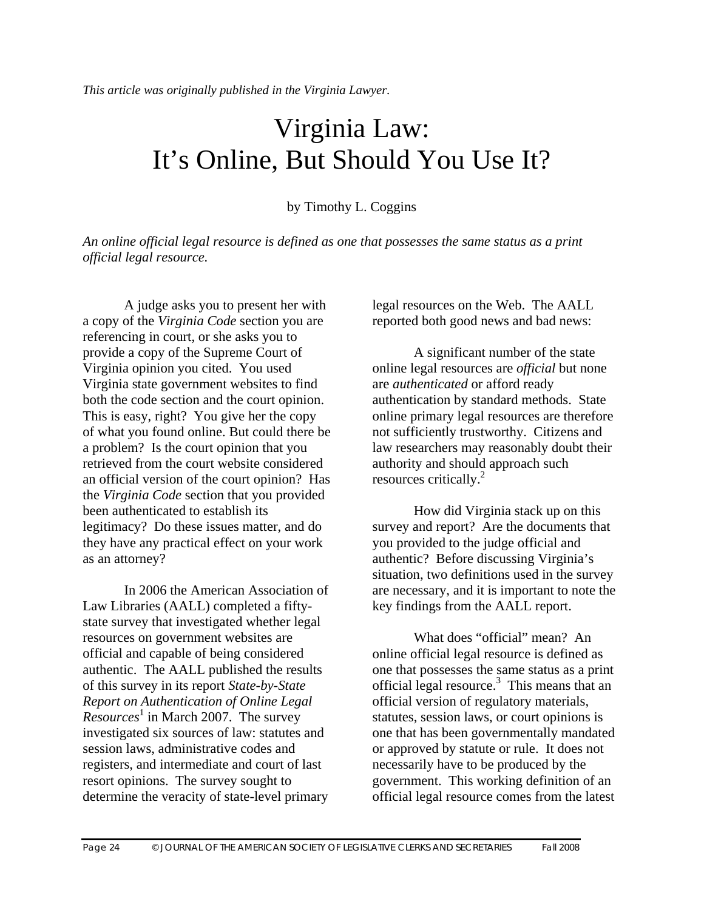*This article was originally published in the Virginia Lawyer.*

# Virginia Law: It's Online, But Should You Use It?

by Timothy L. Coggins

*An online official legal resource is defined as one that possesses the same status as a print official legal resource.*

A judge asks you to present her with a copy of the *Virginia Code* section you are referencing in court, or she asks you to provide a copy of the Supreme Court of Virginia opinion you cited. You used Virginia state government websites to find both the code section and the court opinion. This is easy, right? You give her the copy of what you found online. But could there be a problem? Is the court opinion that you retrieved from the court website considered an official version of the court opinion? Has the *Virginia Code* section that you provided been authenticated to establish its legitimacy? Do these issues matter, and do they have any practical effect on your work as an attorney?

In 2006 the American Association of Law Libraries (AALL) completed a fifty-state survey that investigated whether legal resources on government websites are official and capable of being considered authentic. The AALL published the results of this survey in its report *State-by-State Report on Authentication of Online Legal Resources*[1] in March 2007. The survey investigated six sources of law: statutes and session laws, administrative codes and registers, and intermediate and court of last resort opinions. The survey sought to determine the veracity of state-level primary legal resources on the Web. The AALL reported both good news and bad news:

> A significant number of the state online legal resources are *official* but none are *authenticated* or afford ready authentication by standard methods. State online primary legal resources are therefore not sufficiently trustworthy. Citizens and law researchers may reasonably doubt their authority and should approach such resources critically.[2]

How did Virginia stack up on this survey and report? Are the documents that you provided to the judge official and authentic? Before discussing Virginia's situation, two definitions used in the survey are necessary, and it is important to note the key findings from the AALL report.

What does "official" mean? An online official legal resource is defined as one that possesses the same status as a print official legal resource.[3] This means that an official version of regulatory materials, statutes, session laws, or court opinions is one that has been governmentally mandated or approved by statute or rule. It does not necessarily have to be produced by the government. This working definition of an official legal resource comes from the latest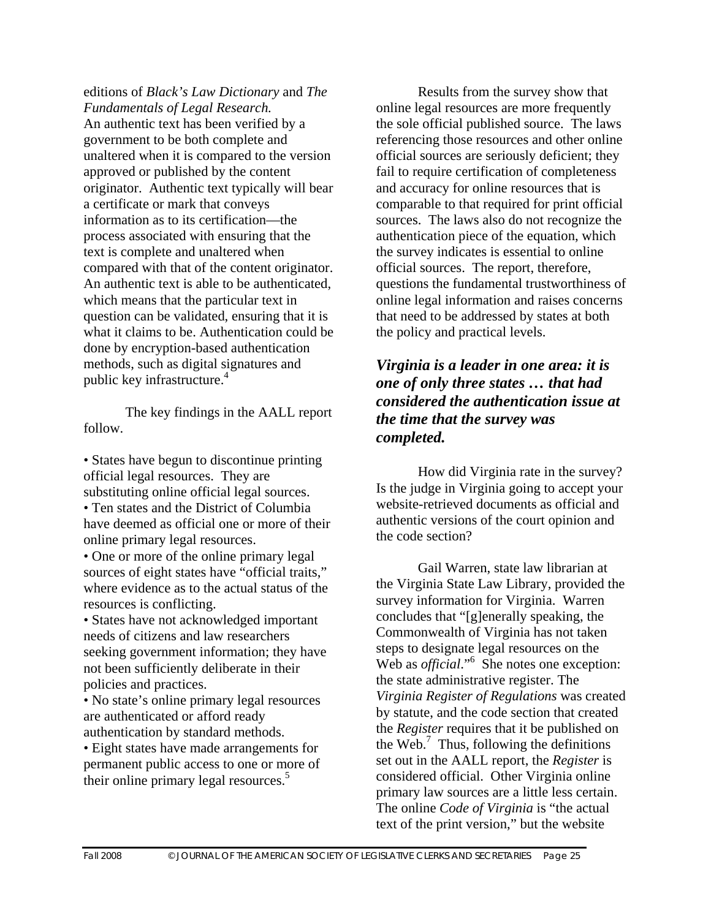editions of *Black's Law Dictionary* and *The Fundamentals of Legal Research.* An authentic text has been verified by a government to be both complete and unaltered when it is compared to the version approved or published by the content originator. Authentic text typically will bear a certificate or mark that conveys information as to its certification—the process associated with ensuring that the text is complete and unaltered when compared with that of the content originator. An authentic text is able to be authenticated, which means that the particular text in question can be validated, ensuring that it is what it claims to be. Authentication could be done by encryption-based authentication methods, such as digital signatures and public key infrastructure.[4]

The key findings in the AALL report follow.

- States have begun to discontinue printing official legal resources. They are substituting online official legal sources.
- Ten states and the District of Columbia have deemed as official one or more of their online primary legal resources.
- One or more of the online primary legal sources of eight states have "official traits," where evidence as to the actual status of the resources is conflicting.
- States have not acknowledged important needs of citizens and law researchers seeking government information; they have not been sufficiently deliberate in their policies and practices.
- No state's online primary legal resources are authenticated or afford ready authentication by standard methods.
- Eight states have made arrangements for permanent public access to one or more of their online primary legal resources.[5]

Results from the survey show that online legal resources are more frequently the sole official published source. The laws referencing those resources and other online official sources are seriously deficient; they fail to require certification of completeness and accuracy for online resources that is comparable to that required for print official sources. The laws also do not recognize the authentication piece of the equation, which the survey indicates is essential to online official sources. The report, therefore, questions the fundamental trustworthiness of online legal information and raises concerns that need to be addressed by states at both the policy and practical levels.

***Virginia is a leader in one area: it is one of only three states … that had considered the authentication issue at the time that the survey was completed.***

How did Virginia rate in the survey? Is the judge in Virginia going to accept your website-retrieved documents as official and authentic versions of the court opinion and the code section?

Gail Warren, state law librarian at the Virginia State Law Library, provided the survey information for Virginia. Warren concludes that "[g]enerally speaking, the Commonwealth of Virginia has not taken steps to designate legal resources on the Web as *official*."[6] She notes one exception: the state administrative register. The *Virginia Register of Regulations* was created by statute, and the code section that created the *Register* requires that it be published on the Web.[7] Thus, following the definitions set out in the AALL report, the *Register* is considered official. Other Virginia online primary law sources are a little less certain. The online *Code of Virginia* is "the actual text of the print version," but the website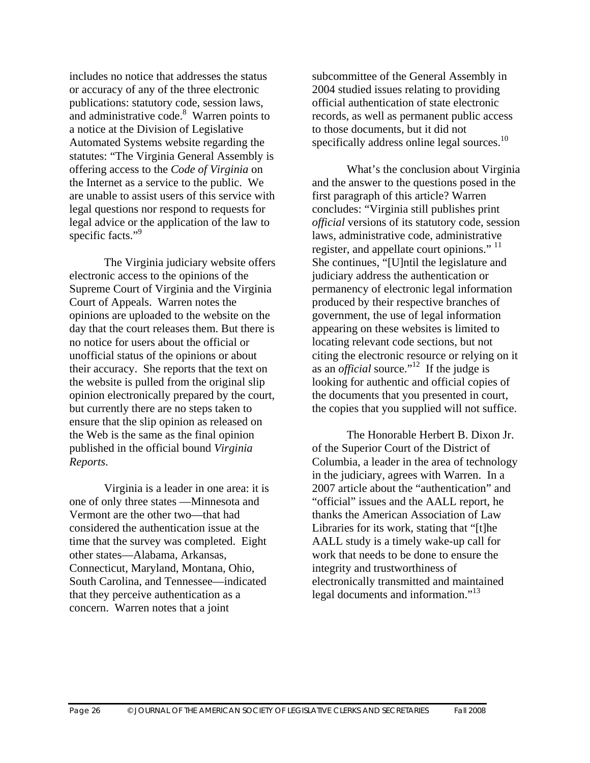includes no notice that addresses the status or accuracy of any of the three electronic publications: statutory code, session laws, and administrative code.[8] Warren points to a notice at the Division of Legislative Automated Systems website regarding the statutes: "The Virginia General Assembly is offering access to the *Code of Virginia* on the Internet as a service to the public. We are unable to assist users of this service with legal questions nor respond to requests for legal advice or the application of the law to specific facts."[9]

The Virginia judiciary website offers electronic access to the opinions of the Supreme Court of Virginia and the Virginia Court of Appeals. Warren notes the opinions are uploaded to the website on the day that the court releases them. But there is no notice for users about the official or unofficial status of the opinions or about their accuracy. She reports that the text on the website is pulled from the original slip opinion electronically prepared by the court, but currently there are no steps taken to ensure that the slip opinion as released on the Web is the same as the final opinion published in the official bound *Virginia Reports*.

Virginia is a leader in one area: it is one of only three states —Minnesota and Vermont are the other two—that had considered the authentication issue at the time that the survey was completed. Eight other states—Alabama, Arkansas, Connecticut, Maryland, Montana, Ohio, South Carolina, and Tennessee—indicated that they perceive authentication as a concern. Warren notes that a joint subcommittee of the General Assembly in 2004 studied issues relating to providing official authentication of state electronic records, as well as permanent public access to those documents, but it did not specifically address online legal sources.[10]

What's the conclusion about Virginia and the answer to the questions posed in the first paragraph of this article? Warren concludes: "Virginia still publishes print *official* versions of its statutory code, session laws, administrative code, administrative register, and appellate court opinions." [11] She continues, "[U]ntil the legislature and judiciary address the authentication or permanency of electronic legal information produced by their respective branches of government, the use of legal information appearing on these websites is limited to locating relevant code sections, but not citing the electronic resource or relying on it as an *official* source."[12] If the judge is looking for authentic and official copies of the documents that you presented in court, the copies that you supplied will not suffice.

The Honorable Herbert B. Dixon Jr. of the Superior Court of the District of Columbia, a leader in the area of technology in the judiciary, agrees with Warren. In a 2007 article about the "authentication" and "official" issues and the AALL report, he thanks the American Association of Law Libraries for its work, stating that "[t]he AALL study is a timely wake-up call for work that needs to be done to ensure the integrity and trustworthiness of electronically transmitted and maintained legal documents and information."[13]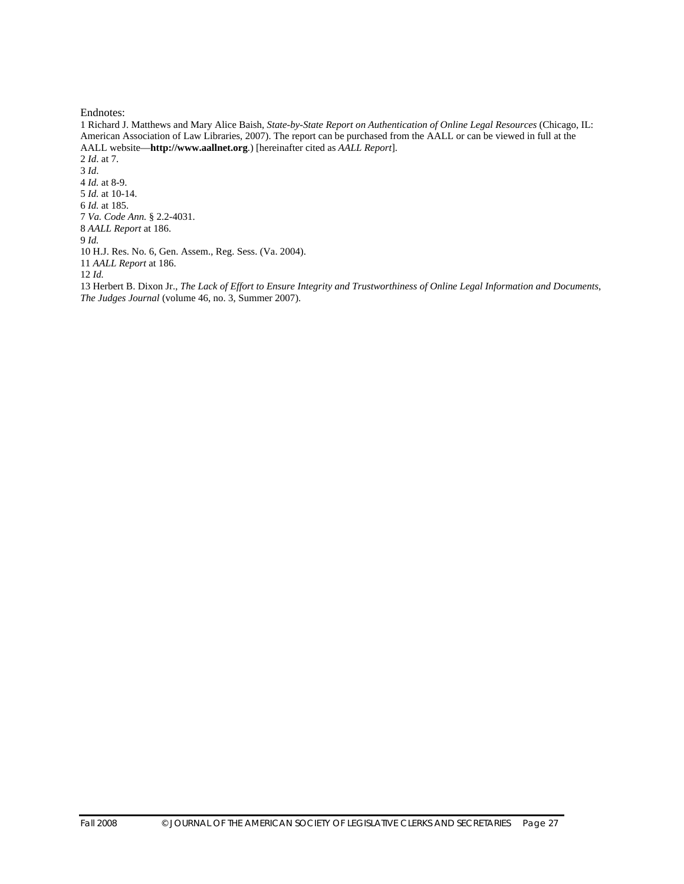Endnotes:

1 Richard J. Matthews and Mary Alice Baish, *State-by-State Report on Authentication of Online Legal Resources* (Chicago, IL: American Association of Law Libraries, 2007). The report can be purchased from the AALL or can be viewed in full at the AALL website—**http://www.aallnet.org**.) [hereinafter cited as *AALL Report*].

2 *Id*. at 7.

3 *Id*.

4 *Id.* at 8-9.

5 *Id.* at 10-14.

6 *Id.* at 185.

7 *Va. Code Ann.* § 2.2-4031.

8 *AALL Report* at 186.

9 *Id.*

10 H.J. Res. No. 6, Gen. Assem., Reg. Sess. (Va. 2004).

11 *AALL Report* at 186.

12 *Id.*

13 Herbert B. Dixon Jr., *The Lack of Effort to Ensure Integrity and Trustworthiness of Online Legal Information and Documents*, *The Judges Journal* (volume 46, no. 3, Summer 2007).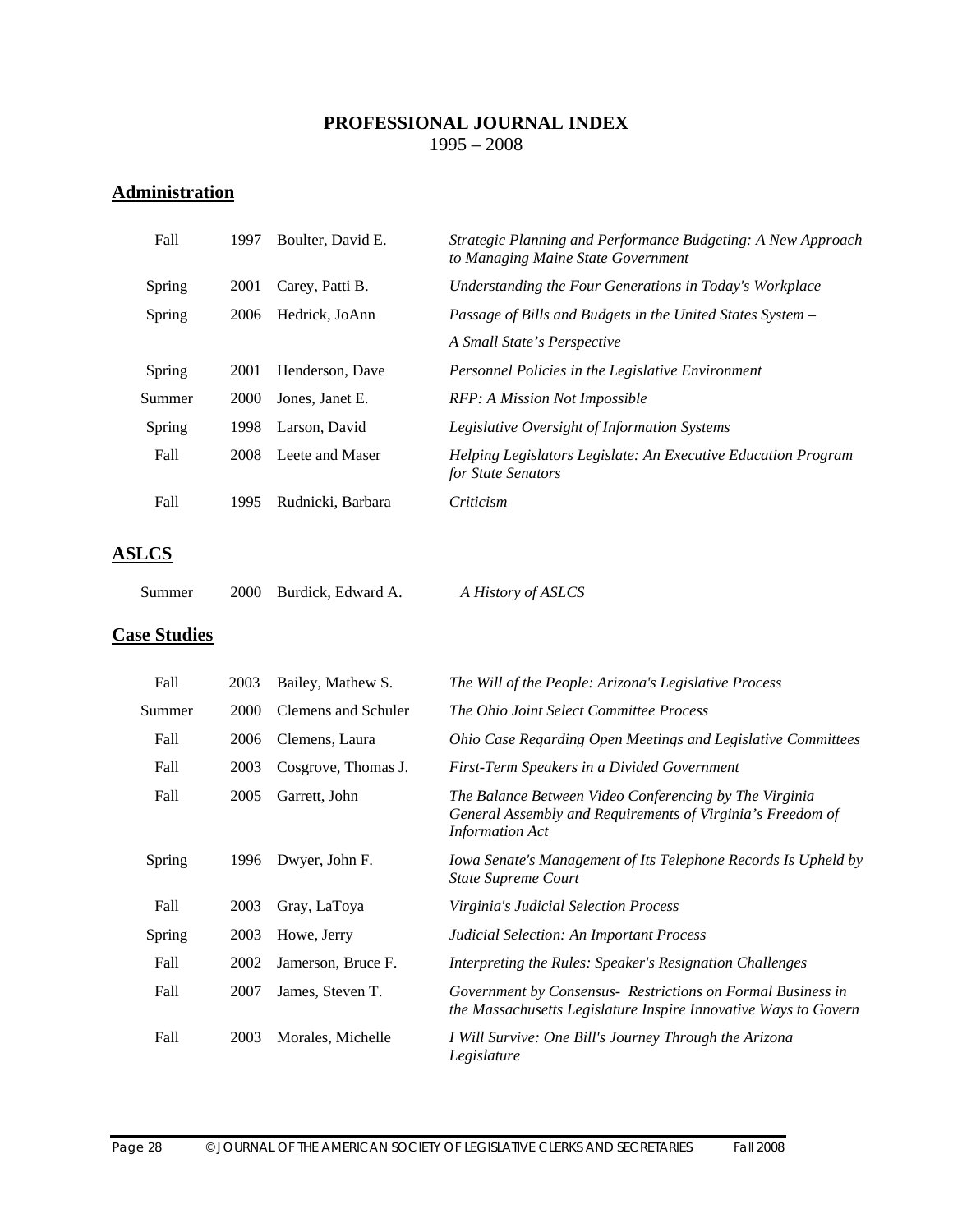# PROFESSIONAL JOURNAL INDEX

1995 – 2008

## Administration

| | | | |
|---|---|---|---|
| Fall | 1997 | Boulter, David E. | *Strategic Planning and Performance Budgeting: A New Approach to Managing Maine State Government* |
| Spring | 2001 | Carey, Patti B. | *Understanding the Four Generations in Today's Workplace* |
| Spring | 2006 | Hedrick, JoAnn | *Passage of Bills and Budgets in the United States System – A Small State's Perspective* |
| Spring | 2001 | Henderson, Dave | *Personnel Policies in the Legislative Environment* |
| Summer | 2000 | Jones, Janet E. | *RFP: A Mission Not Impossible* |
| Spring | 1998 | Larson, David | *Legislative Oversight of Information Systems* |
| Fall | 2008 | Leete and Maser | *Helping Legislators Legislate: An Executive Education Program for State Senators* |
| Fall | 1995 | Rudnicki, Barbara | *Criticism* |

## ASLCS

| | | | |
|---|---|---|---|
| Summer | 2000 | Burdick, Edward A. | *A History of ASLCS* |

## Case Studies

| | | | |
|---|---|---|---|
| Fall | 2003 | Bailey, Mathew S. | *The Will of the People: Arizona's Legislative Process* |
| Summer | 2000 | Clemens and Schuler | *The Ohio Joint Select Committee Process* |
| Fall | 2006 | Clemens, Laura | *Ohio Case Regarding Open Meetings and Legislative Committees* |
| Fall | 2003 | Cosgrove, Thomas J. | *First-Term Speakers in a Divided Government* |
| Fall | 2005 | Garrett, John | *The Balance Between Video Conferencing by The Virginia General Assembly and Requirements of Virginia's Freedom of Information Act* |
| Spring | 1996 | Dwyer, John F. | *Iowa Senate's Management of Its Telephone Records Is Upheld by State Supreme Court* |
| Fall | 2003 | Gray, LaToya | *Virginia's Judicial Selection Process* |
| Spring | 2003 | Howe, Jerry | *Judicial Selection: An Important Process* |
| Fall | 2002 | Jamerson, Bruce F. | *Interpreting the Rules: Speaker's Resignation Challenges* |
| Fall | 2007 | James, Steven T. | *Government by Consensus- Restrictions on Formal Business in the Massachusetts Legislature Inspire Innovative Ways to Govern* |
| Fall | 2003 | Morales, Michelle | *I Will Survive: One Bill's Journey Through the Arizona Legislature* |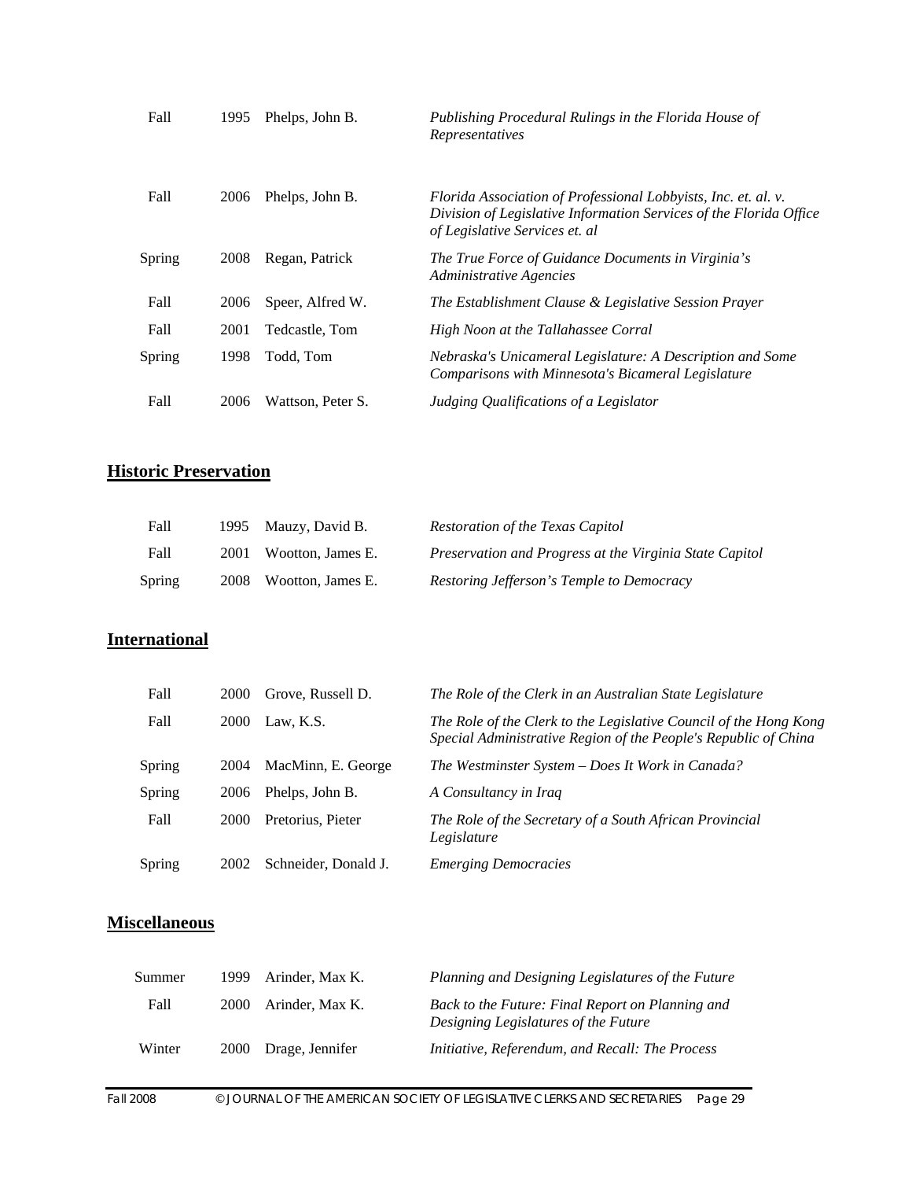| | | | |
|---|---|---|---|
| Fall | 1995 | Phelps, John B. | *Publishing Procedural Rulings in the Florida House of Representatives* |
| Fall | 2006 | Phelps, John B. | *Florida Association of Professional Lobbyists, Inc. et. al. v. Division of Legislative Information Services of the Florida Office of Legislative Services et. al* |
| Spring | 2008 | Regan, Patrick | *The True Force of Guidance Documents in Virginia's Administrative Agencies* |
| Fall | 2006 | Speer, Alfred W. | *The Establishment Clause & Legislative Session Prayer* |
| Fall | 2001 | Tedcastle, Tom | *High Noon at the Tallahassee Corral* |
| Spring | 1998 | Todd, Tom | *Nebraska's Unicameral Legislature: A Description and Some Comparisons with Minnesota's Bicameral Legislature* |
| Fall | 2006 | Wattson, Peter S. | *Judging Qualifications of a Legislator* |

## Historic Preservation

| | | | |
|---|---|---|---|
| Fall | 1995 | Mauzy, David B. | *Restoration of the Texas Capitol* |
| Fall | 2001 | Wootton, James E. | *Preservation and Progress at the Virginia State Capitol* |
| Spring | 2008 | Wootton, James E. | *Restoring Jefferson's Temple to Democracy* |

## International

| | | | |
|---|---|---|---|
| Fall | 2000 | Grove, Russell D. | *The Role of the Clerk in an Australian State Legislature* |
| Fall | 2000 | Law, K.S. | *The Role of the Clerk to the Legislative Council of the Hong Kong Special Administrative Region of the People's Republic of China* |
| Spring | 2004 | MacMinn, E. George | *The Westminster System – Does It Work in Canada?* |
| Spring | 2006 | Phelps, John B. | *A Consultancy in Iraq* |
| Fall | 2000 | Pretorius, Pieter | *The Role of the Secretary of a South African Provincial Legislature* |
| Spring | 2002 | Schneider, Donald J. | *Emerging Democracies* |

## Miscellaneous

| | | | |
|---|---|---|---|
| Summer | 1999 | Arinder, Max K. | *Planning and Designing Legislatures of the Future* |
| Fall | 2000 | Arinder, Max K. | *Back to the Future: Final Report on Planning and Designing Legislatures of the Future* |
| Winter | 2000 | Drage, Jennifer | *Initiative, Referendum, and Recall: The Process* |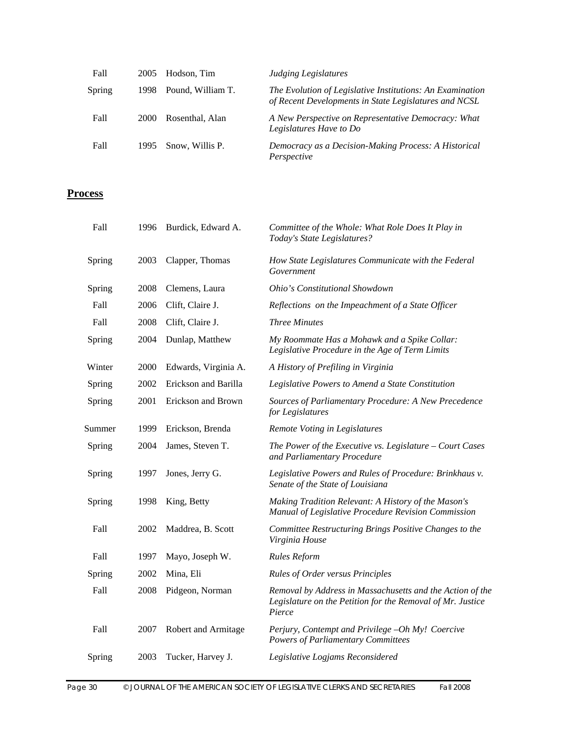| | | | |
|---|---|---|---|
| Fall | 2005 | Hodson, Tim | *Judging Legislatures* |
| Spring | 1998 | Pound, William T. | *The Evolution of Legislative Institutions: An Examination of Recent Developments in State Legislatures and NCSL* |
| Fall | 2000 | Rosenthal, Alan | *A New Perspective on Representative Democracy: What Legislatures Have to Do* |
| Fall | 1995 | Snow, Willis P. | *Democracy as a Decision-Making Process: A Historical Perspective* |

## Process

| | | | |
|---|---|---|---|
| Fall | 1996 | Burdick, Edward A. | *Committee of the Whole: What Role Does It Play in Today's State Legislatures?* |
| Spring | 2003 | Clapper, Thomas | *How State Legislatures Communicate with the Federal Government* |
| Spring | 2008 | Clemens, Laura | *Ohio's Constitutional Showdown* |
| Fall | 2006 | Clift, Claire J. | *Reflections on the Impeachment of a State Officer* |
| Fall | 2008 | Clift, Claire J. | *Three Minutes* |
| Spring | 2004 | Dunlap, Matthew | *My Roommate Has a Mohawk and a Spike Collar: Legislative Procedure in the Age of Term Limits* |
| Winter | 2000 | Edwards, Virginia A. | *A History of Prefiling in Virginia* |
| Spring | 2002 | Erickson and Barilla | *Legislative Powers to Amend a State Constitution* |
| Spring | 2001 | Erickson and Brown | *Sources of Parliamentary Procedure: A New Precedence for Legislatures* |
| Summer | 1999 | Erickson, Brenda | *Remote Voting in Legislatures* |
| Spring | 2004 | James, Steven T. | *The Power of the Executive vs. Legislature – Court Cases and Parliamentary Procedure* |
| Spring | 1997 | Jones, Jerry G. | *Legislative Powers and Rules of Procedure: Brinkhaus v. Senate of the State of Louisiana* |
| Spring | 1998 | King, Betty | *Making Tradition Relevant: A History of the Mason's Manual of Legislative Procedure Revision Commission* |
| Fall | 2002 | Maddrea, B. Scott | *Committee Restructuring Brings Positive Changes to the Virginia House* |
| Fall | 1997 | Mayo, Joseph W. | *Rules Reform* |
| Spring | 2002 | Mina, Eli | *Rules of Order versus Principles* |
| Fall | 2008 | Pidgeon, Norman | *Removal by Address in Massachusetts and the Action of the Legislature on the Petition for the Removal of Mr. Justice Pierce* |
| Fall | 2007 | Robert and Armitage | *Perjury, Contempt and Privilege –Oh My! Coercive Powers of Parliamentary Committees* |
| Spring | 2003 | Tucker, Harvey J. | *Legislative Logjams Reconsidered* |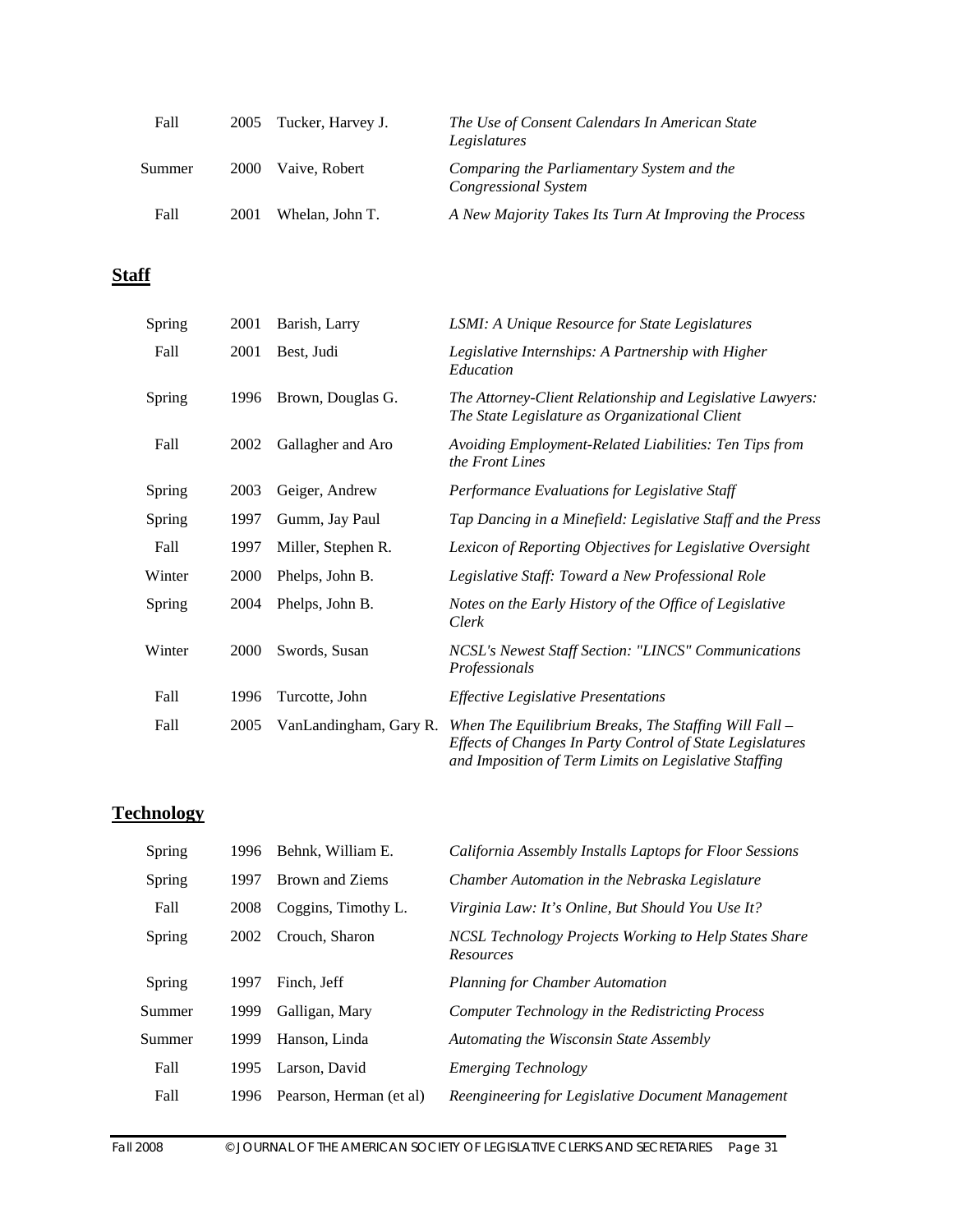| | | | |
|---|---|---|---|
| Fall | 2005 | Tucker, Harvey J. | *The Use of Consent Calendars In American State Legislatures* |
| Summer | 2000 | Vaive, Robert | *Comparing the Parliamentary System and the Congressional System* |
| Fall | 2001 | Whelan, John T. | *A New Majority Takes Its Turn At Improving the Process* |

## Staff

| | | | |
|---|---|---|---|
| Spring | 2001 | Barish, Larry | *LSMI: A Unique Resource for State Legislatures* |
| Fall | 2001 | Best, Judi | *Legislative Internships: A Partnership with Higher Education* |
| Spring | 1996 | Brown, Douglas G. | *The Attorney-Client Relationship and Legislative Lawyers: The State Legislature as Organizational Client* |
| Fall | 2002 | Gallagher and Aro | *Avoiding Employment-Related Liabilities: Ten Tips from the Front Lines* |
| Spring | 2003 | Geiger, Andrew | *Performance Evaluations for Legislative Staff* |
| Spring | 1997 | Gumm, Jay Paul | *Tap Dancing in a Minefield: Legislative Staff and the Press* |
| Fall | 1997 | Miller, Stephen R. | *Lexicon of Reporting Objectives for Legislative Oversight* |
| Winter | 2000 | Phelps, John B. | *Legislative Staff: Toward a New Professional Role* |
| Spring | 2004 | Phelps, John B. | *Notes on the Early History of the Office of Legislative Clerk* |
| Winter | 2000 | Swords, Susan | *NCSL's Newest Staff Section: "LINCS" Communications Professionals* |
| Fall | 1996 | Turcotte, John | *Effective Legislative Presentations* |
| Fall | 2005 | VanLandingham, Gary R. | *When The Equilibrium Breaks, The Staffing Will Fall – Effects of Changes In Party Control of State Legislatures and Imposition of Term Limits on Legislative Staffing* |

## Technology

| | | | |
|---|---|---|---|
| Spring | 1996 | Behnk, William E. | *California Assembly Installs Laptops for Floor Sessions* |
| Spring | 1997 | Brown and Ziems | *Chamber Automation in the Nebraska Legislature* |
| Fall | 2008 | Coggins, Timothy L. | *Virginia Law: It's Online, But Should You Use It?* |
| Spring | 2002 | Crouch, Sharon | *NCSL Technology Projects Working to Help States Share Resources* |
| Spring | 1997 | Finch, Jeff | *Planning for Chamber Automation* |
| Summer | 1999 | Galligan, Mary | *Computer Technology in the Redistricting Process* |
| Summer | 1999 | Hanson, Linda | *Automating the Wisconsin State Assembly* |
| Fall | 1995 | Larson, David | *Emerging Technology* |
| Fall | 1996 | Pearson, Herman (et al) | *Reengineering for Legislative Document Management* |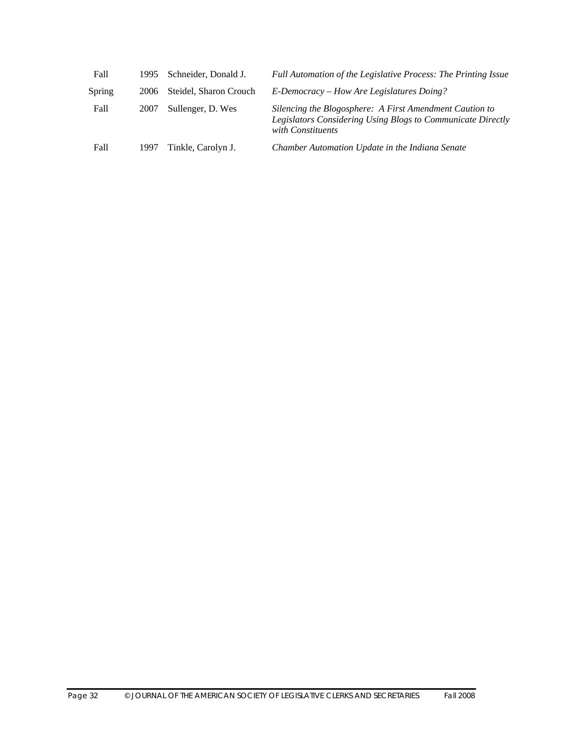| | | | |
|---|---|---|---|
| Fall | 1995 | Schneider, Donald J. | *Full Automation of the Legislative Process: The Printing Issue* |
| Spring | 2006 | Steidel, Sharon Crouch | *E-Democracy – How Are Legislatures Doing?* |
| Fall | 2007 | Sullenger, D. Wes | *Silencing the Blogosphere: A First Amendment Caution to Legislators Considering Using Blogs to Communicate Directly with Constituents* |
| Fall | 1997 | Tinkle, Carolyn J. | *Chamber Automation Update in the Indiana Senate* |